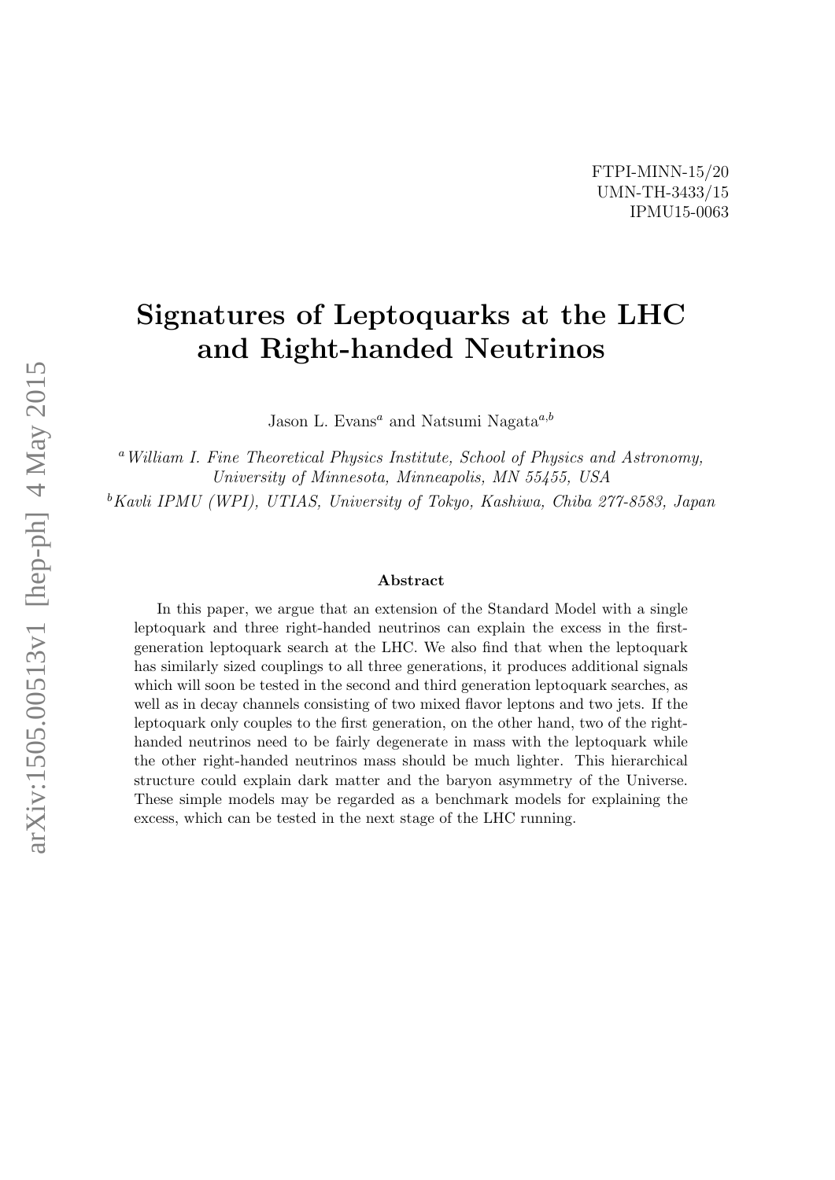FTPI-MINN-15/20
UMN-TH-3433/15
IPMU15-0063

# Signatures of Leptoquarks at the LHC and Right-handed Neutrinos

Jason L. Evans[a] and Natsumi Nagata[a,b]

[a] *William I. Fine Theoretical Physics Institute, School of Physics and Astronomy, University of Minnesota, Minneapolis, MN 55455, USA*

[b] *Kavli IPMU (WPI), UTIAS, University of Tokyo, Kashiwa, Chiba 277-8583, Japan*

## Abstract

In this paper, we argue that an extension of the Standard Model with a single leptoquark and three right-handed neutrinos can explain the excess in the first-generation leptoquark search at the LHC. We also find that when the leptoquark has similarly sized couplings to all three generations, it produces additional signals which will soon be tested in the second and third generation leptoquark searches, as well as in decay channels consisting of two mixed flavor leptons and two jets. If the leptoquark only couples to the first generation, on the other hand, two of the right-handed neutrinos need to be fairly degenerate in mass with the leptoquark while the other right-handed neutrinos mass should be much lighter. This hierarchical structure could explain dark matter and the baryon asymmetry of the Universe. These simple models may be regarded as a benchmark models for explaining the excess, which can be tested in the next stage of the LHC running.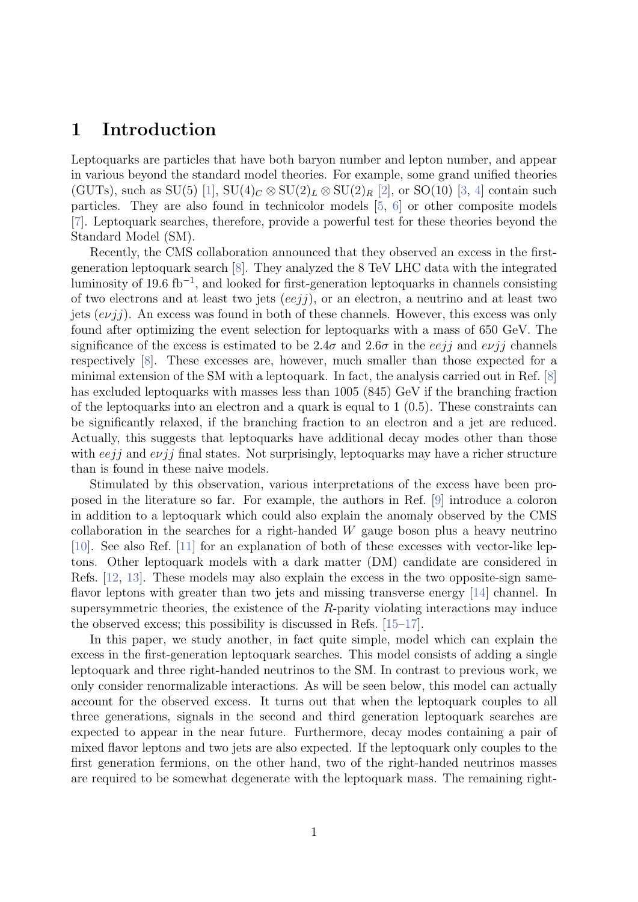# 1 Introduction

Leptoquarks are particles that have both baryon number and lepton number, and appear in various beyond the standard model theories. For example, some grand unified theories (GUTs), such as SU(5) [1], $\mathrm{SU}(4)_C \otimes \mathrm{SU}(2)_L \otimes \mathrm{SU}(2)_R$ [2], or SO(10) [3, 4] contain such particles. They are also found in technicolor models [5, 6] or other composite models [7]. Leptoquark searches, therefore, provide a powerful test for these theories beyond the Standard Model (SM).

Recently, the CMS collaboration announced that they observed an excess in the first-generation leptoquark search [8]. They analyzed the 8 TeV LHC data with the integrated luminosity of 19.6 $\mathrm{fb}^{-1}$, and looked for first-generation leptoquarks in channels consisting of two electrons and at least two jets ($eejj$), or an electron, a neutrino and at least two jets ($e\nu jj$). An excess was found in both of these channels. However, this excess was only found after optimizing the event selection for leptoquarks with a mass of 650 GeV. The significance of the excess is estimated to be $2.4\sigma$ and $2.6\sigma$ in the $eejj$ and $e\nu jj$ channels respectively [8]. These excesses are, however, much smaller than those expected for a minimal extension of the SM with a leptoquark. In fact, the analysis carried out in Ref. [8] has excluded leptoquarks with masses less than 1005 (845) GeV if the branching fraction of the leptoquarks into an electron and a quark is equal to 1 (0.5). These constraints can be significantly relaxed, if the branching fraction to an electron and a jet are reduced. Actually, this suggests that leptoquarks have additional decay modes other than those with $eejj$ and $e\nu jj$ final states. Not surprisingly, leptoquarks may have a richer structure than is found in these naive models.

Stimulated by this observation, various interpretations of the excess have been proposed in the literature so far. For example, the authors in Ref. [9] introduce a coloron in addition to a leptoquark which could also explain the anomaly observed by the CMS collaboration in the searches for a right-handed $W$ gauge boson plus a heavy neutrino [10]. See also Ref. [11] for an explanation of both of these excesses with vector-like leptons. Other leptoquark models with a dark matter (DM) candidate are considered in Refs. [12, 13]. These models may also explain the excess in the two opposite-sign same-flavor leptons with greater than two jets and missing transverse energy [14] channel. In supersymmetric theories, the existence of the $R$-parity violating interactions may induce the observed excess; this possibility is discussed in Refs. [15–17].

In this paper, we study another, in fact quite simple, model which can explain the excess in the first-generation leptoquark searches. This model consists of adding a single leptoquark and three right-handed neutrinos to the SM. In contrast to previous work, we only consider renormalizable interactions. As will be seen below, this model can actually account for the observed excess. It turns out that when the leptoquark couples to all three generations, signals in the second and third generation leptoquark searches are expected to appear in the near future. Furthermore, decay modes containing a pair of mixed flavor leptons and two jets are also expected. If the leptoquark only couples to the first generation fermions, on the other hand, two of the right-handed neutrinos masses are required to be somewhat degenerate with the leptoquark mass. The remaining right-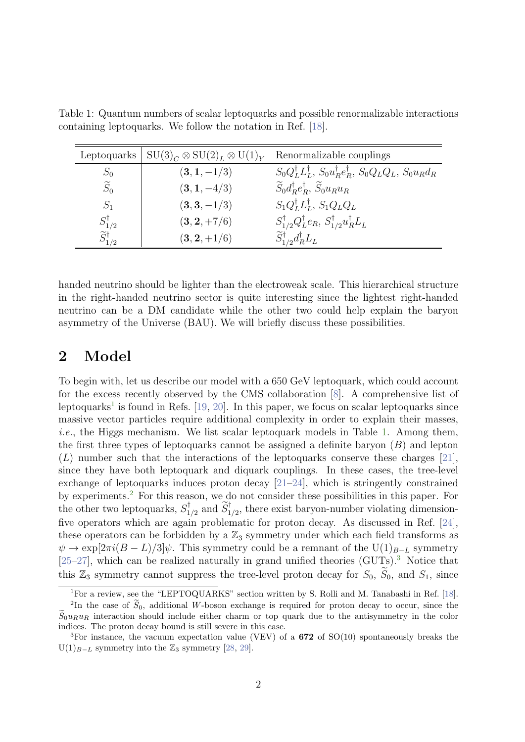Table 1: Quantum numbers of scalar leptoquarks and possible renormalizable interactions containing leptoquarks. We follow the notation in Ref. [18].

| Leptoquarks | $\mathrm{SU(3)}_C \otimes \mathrm{SU(2)}_L \otimes \mathrm{U(1)}_Y$ | Renormalizable couplings |
|---|---|---|
| $S_0$ | $(\mathbf{3}, \mathbf{1}, -1/3)$ | $S_0 Q_L^\dagger L_L^\dagger$, $S_0 u_R^\dagger e_R^\dagger$, $S_0 Q_L Q_L$, $S_0 u_R d_R$ |
| $\widetilde{S}_0$ | $(\mathbf{3}, \mathbf{1}, -4/3)$ | $\widetilde{S}_0 d_R^\dagger e_R^\dagger$, $\widetilde{S}_0 u_R u_R$ |
| $S_1$ | $(\mathbf{3}, \mathbf{3}, -1/3)$ | $S_1 Q_L^\dagger L_L^\dagger$, $S_1 Q_L Q_L$ |
| $S_{1/2}^\dagger$ | $(\mathbf{3}, \mathbf{2}, +7/6)$ | $S_{1/2}^\dagger Q_L^\dagger e_R$, $S_{1/2}^\dagger u_R^\dagger L_L$ |
| $\widetilde{S}_{1/2}^\dagger$ | $(\mathbf{3}, \mathbf{2}, +1/6)$ | $\widetilde{S}_{1/2}^\dagger d_R^\dagger L_L$ |

handed neutrino should be lighter than the electroweak scale. This hierarchical structure in the right-handed neutrino sector is quite interesting since the lightest right-handed neutrino can be a DM candidate while the other two could help explain the baryon asymmetry of the Universe (BAU). We will briefly discuss these possibilities.

## 2 Model

To begin with, let us describe our model with a 650 GeV leptoquark, which could account for the excess recently observed by the CMS collaboration [8]. A comprehensive list of leptoquarks[1] is found in Refs. [19, 20]. In this paper, we focus on scalar leptoquarks since massive vector particles require additional complexity in order to explain their masses, *i.e.*, the Higgs mechanism. We list scalar leptoquark models in Table 1. Among them, the first three types of leptoquarks cannot be assigned a definite baryon ($B$) and lepton ($L$) number such that the interactions of the leptoquarks conserve these charges [21], since they have both leptoquark and diquark couplings. In these cases, the tree-level exchange of leptoquarks induces proton decay [21–24], which is stringently constrained by experiments.[2] For this reason, we do not consider these possibilities in this paper. For the other two leptoquarks, $S_{1/2}^\dagger$ and $\widetilde{S}_{1/2}^\dagger$, there exist baryon-number violating dimension-five operators which are again problematic for proton decay. As discussed in Ref. [24], these operators can be forbidden by a $\mathbb{Z}_3$ symmetry under which each field transforms as $\psi \to \exp[2\pi i(B-L)/3]\psi$. This symmetry could be a remnant of the $\mathrm{U}(1)_{B-L}$ symmetry [25–27], which can be realized naturally in grand unified theories (GUTs).[3] Notice that this $\mathbb{Z}_3$ symmetry cannot suppress the tree-level proton decay for $S_0$, $\widetilde{S}_0$, and $S_1$, since

[1] For a review, see the "LEPTOQUARKS" section written by S. Rolli and M. Tanabashi in Ref. [18].

[2] In the case of $\widetilde{S}_0$, additional $W$-boson exchange is required for proton decay to occur, since the $\widetilde{S}_0 u_R u_R$ interaction should include either charm or top quark due to the antisymmetry in the color indices. The proton decay bound is still severe in this case.

[3] For instance, the vacuum expectation value (VEV) of a **672** of SO(10) spontaneously breaks the $\mathrm{U}(1)_{B-L}$ symmetry into the $\mathbb{Z}_3$ symmetry [28, 29].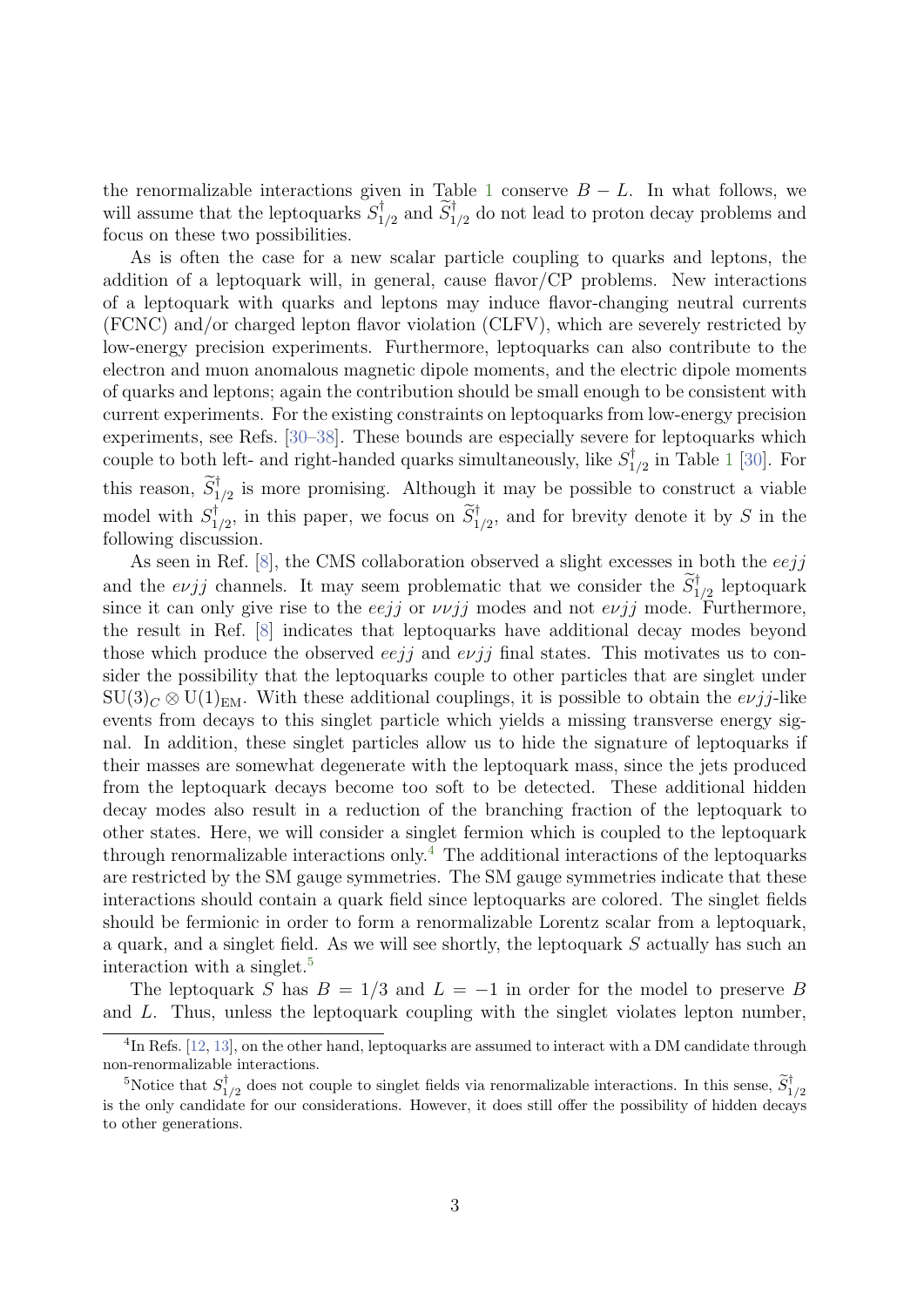the renormalizable interactions given in Table 1 conserve $B - L$. In what follows, we will assume that the leptoquarks $S^\dagger_{1/2}$ and $\widetilde{S}^\dagger_{1/2}$ do not lead to proton decay problems and focus on these two possibilities.

As is often the case for a new scalar particle coupling to quarks and leptons, the addition of a leptoquark will, in general, cause flavor/CP problems. New interactions of a leptoquark with quarks and leptons may induce flavor-changing neutral currents (FCNC) and/or charged lepton flavor violation (CLFV), which are severely restricted by low-energy precision experiments. Furthermore, leptoquarks can also contribute to the electron and muon anomalous magnetic dipole moments, and the electric dipole moments of quarks and leptons; again the contribution should be small enough to be consistent with current experiments. For the existing constraints on leptoquarks from low-energy precision experiments, see Refs. [30–38]. These bounds are especially severe for leptoquarks which couple to both left- and right-handed quarks simultaneously, like $S^\dagger_{1/2}$ in Table 1 [30]. For this reason, $\widetilde{S}^\dagger_{1/2}$ is more promising. Although it may be possible to construct a viable model with $S^\dagger_{1/2}$, in this paper, we focus on $\widetilde{S}^\dagger_{1/2}$, and for brevity denote it by $S$ in the following discussion.

As seen in Ref. [8], the CMS collaboration observed a slight excesses in both the $eejj$ and the $e\nu jj$ channels. It may seem problematic that we consider the $\widetilde{S}^\dagger_{1/2}$ leptoquark since it can only give rise to the $eejj$ or $\nu\nu jj$ modes and not $e\nu jj$ mode. Furthermore, the result in Ref. [8] indicates that leptoquarks have additional decay modes beyond those which produce the observed $eejj$ and $e\nu jj$ final states. This motivates us to consider the possibility that the leptoquarks couple to other particles that are singlet under $\mathrm{SU}(3)_C \otimes \mathrm{U}(1)_{\mathrm{EM}}$. With these additional couplings, it is possible to obtain the $e\nu jj$-like events from decays to this singlet particle which yields a missing transverse energy signal. In addition, these singlet particles allow us to hide the signature of leptoquarks if their masses are somewhat degenerate with the leptoquark mass, since the jets produced from the leptoquark decays become too soft to be detected. These additional hidden decay modes also result in a reduction of the branching fraction of the leptoquark to other states. Here, we will consider a singlet fermion which is coupled to the leptoquark through renormalizable interactions only.[4] The additional interactions of the leptoquarks are restricted by the SM gauge symmetries. The SM gauge symmetries indicate that these interactions should contain a quark field since leptoquarks are colored. The singlet fields should be fermionic in order to form a renormalizable Lorentz scalar from a leptoquark, a quark, and a singlet field. As we will see shortly, the leptoquark $S$ actually has such an interaction with a singlet.[5]

The leptoquark $S$ has $B = 1/3$ and $L = -1$ in order for the model to preserve $B$ and $L$. Thus, unless the leptoquark coupling with the singlet violates lepton number,

---

[4] In Refs. [12, 13], on the other hand, leptoquarks are assumed to interact with a DM candidate through non-renormalizable interactions.

[5] Notice that $S^\dagger_{1/2}$ does not couple to singlet fields via renormalizable interactions. In this sense, $\widetilde{S}^\dagger_{1/2}$ is the only candidate for our considerations. However, it does still offer the possibility of hidden decays to other generations.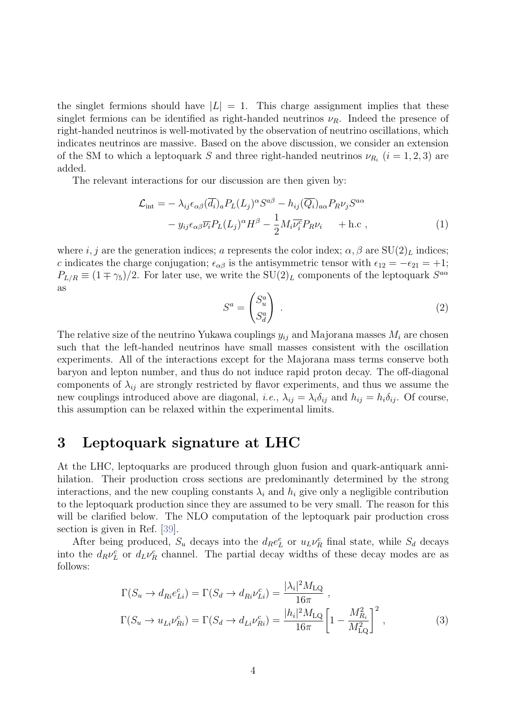the singlet fermions should have $|L| = 1$. This charge assignment implies that these singlet fermions can be identified as right-handed neutrinos $\nu_R$. Indeed the presence of right-handed neutrinos is well-motivated by the observation of neutrino oscillations, which indicates neutrinos are massive. Based on the above discussion, we consider an extension of the SM to which a leptoquark $S$ and three right-handed neutrinos $\nu_{R_i}$ ($i = 1, 2, 3$) are added.

The relevant interactions for our discussion are then given by:

$$
\begin{aligned}
\mathcal{L}_{\rm int} = &- \lambda_{ij}\epsilon_{\alpha\beta}(\overline{d_i})_a P_L (L_j)^\alpha S^{a\beta} - h_{ij}(\overline{Q_i})_{a\alpha} P_R \nu_j S^{a\alpha} \\
&- y_{ij}\epsilon_{\alpha\beta}\overline{\nu_i} P_L (L_j)^\alpha H^\beta - \frac{1}{2} M_i \overline{\nu_i^c} P_R \nu_i \quad + \text{h.c} \ ,
\end{aligned} \tag{1}
$$

where $i, j$ are the generation indices; $a$ represents the color index; $\alpha, \beta$ are $\mathrm{SU}(2)_L$ indices; $c$ indicates the charge conjugation; $\epsilon_{\alpha\beta}$ is the antisymmetric tensor with $\epsilon_{12} = -\epsilon_{21} = +1$; $P_{L/R} \equiv (1 \mp \gamma_5)/2$. For later use, we write the $\mathrm{SU}(2)_L$ components of the leptoquark $S^{a\alpha}$ as

$$
S^a = \begin{pmatrix} S_u^a \\ S_d^a \end{pmatrix} \ . \tag{2}
$$

The relative size of the neutrino Yukawa couplings $y_{ij}$ and Majorana masses $M_i$ are chosen such that the left-handed neutrinos have small masses consistent with the oscillation experiments. All of the interactions except for the Majorana mass terms conserve both baryon and lepton number, and thus do not induce rapid proton decay. The off-diagonal components of $\lambda_{ij}$ are strongly restricted by flavor experiments, and thus we assume the new couplings introduced above are diagonal, *i.e.*, $\lambda_{ij} = \lambda_i \delta_{ij}$ and $h_{ij} = h_i \delta_{ij}$. Of course, this assumption can be relaxed within the experimental limits.

# 3 Leptoquark signature at LHC

At the LHC, leptoquarks are produced through gluon fusion and quark-antiquark annihilation. Their production cross sections are predominantly determined by the strong interactions, and the new coupling constants $\lambda_i$ and $h_i$ give only a negligible contribution to the leptoquark production since they are assumed to be very small. The reason for this will be clarified below. The NLO computation of the leptoquark pair production cross section is given in Ref. [39].

After being produced, $S_u$ decays into the $d_R e_L^c$ or $u_L \nu_R^c$ final state, while $S_d$ decays into the $d_R \nu_L^c$ or $d_L \nu_R^c$ channel. The partial decay widths of these decay modes are as follows:

$$
\begin{aligned}
\Gamma(S_u \to d_{Ri} e_{Li}^c) &= \Gamma(S_d \to d_{Ri} \nu_{Li}^c) = \frac{|\lambda_i|^2 M_{\rm LQ}}{16\pi} \ , \\
\Gamma(S_u \to u_{Li} \nu_{Ri}^c) &= \Gamma(S_d \to d_{Li} \nu_{Ri}^c) = \frac{|h_i|^2 M_{\rm LQ}}{16\pi} \left[ 1 - \frac{M_{R_i}^2}{M_{\rm LQ}^2} \right]^2 \ ,
\end{aligned} \tag{3}
$$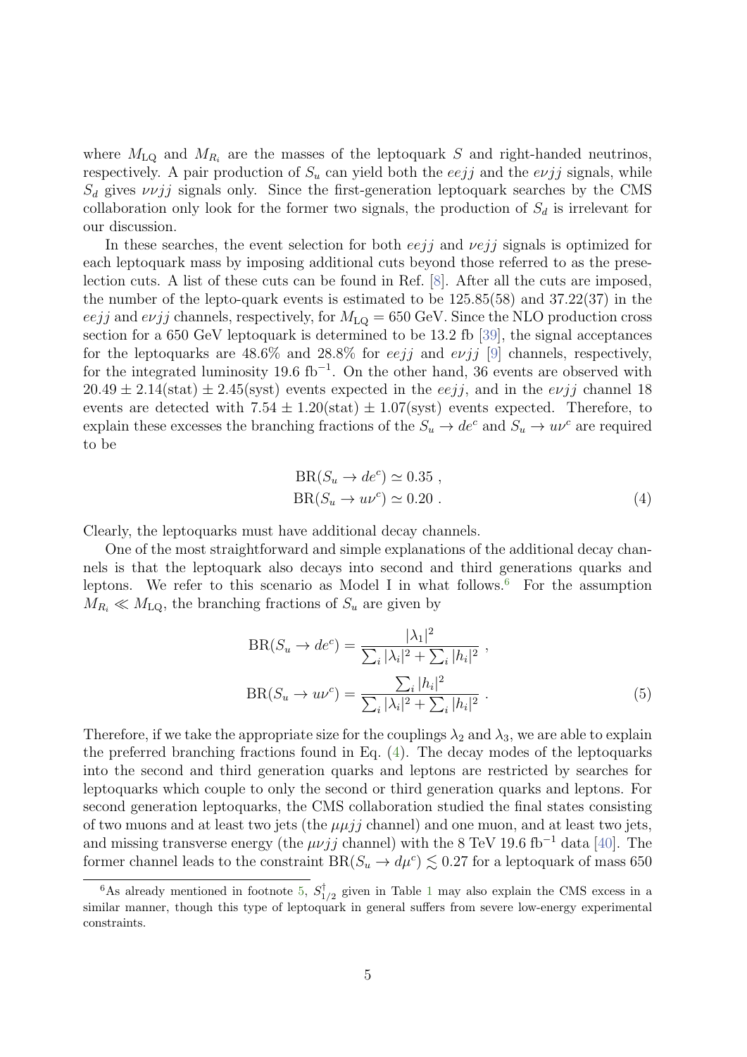where $M_{\rm LQ}$ and $M_{R_i}$ are the masses of the leptoquark $S$ and right-handed neutrinos, respectively. A pair production of $S_u$ can yield both the $eejj$ and the $e\nu jj$ signals, while $S_d$ gives $\nu\nu jj$ signals only. Since the first-generation leptoquark searches by the CMS collaboration only look for the former two signals, the production of $S_d$ is irrelevant for our discussion.

In these searches, the event selection for both $eejj$ and $\nu ejj$ signals is optimized for each leptoquark mass by imposing additional cuts beyond those referred to as the preselection cuts. A list of these cuts can be found in Ref. [8]. After all the cuts are imposed, the number of the lepto-quark events is estimated to be 125.85(58) and 37.22(37) in the $eejj$ and $e\nu jj$ channels, respectively, for $M_{\rm LQ} = 650$ GeV. Since the NLO production cross section for a 650 GeV leptoquark is determined to be 13.2 fb [39], the signal acceptances for the leptoquarks are 48.6% and 28.8% for $eejj$ and $e\nu jj$ [9] channels, respectively, for the integrated luminosity 19.6 fb$^{-1}$. On the other hand, 36 events are observed with $20.49 \pm 2.14({\rm stat}) \pm 2.45({\rm syst})$ events expected in the $eejj$, and in the $e\nu jj$ channel 18 events are detected with $7.54 \pm 1.20({\rm stat}) \pm 1.07({\rm syst})$ events expected. Therefore, to explain these excesses the branching fractions of the $S_u \to de^c$ and $S_u \to u\nu^c$ are required to be

$$
\begin{aligned}
{\rm BR}(S_u \to de^c) &\simeq 0.35 \ , \\
{\rm BR}(S_u \to u\nu^c) &\simeq 0.20 \ .
\end{aligned}
\tag{4}
$$

Clearly, the leptoquarks must have additional decay channels.

One of the most straightforward and simple explanations of the additional decay channels is that the leptoquark also decays into second and third generations quarks and leptons. We refer to this scenario as Model I in what follows.[6] For the assumption $M_{R_i} \ll M_{\rm LQ}$, the branching fractions of $S_u$ are given by

$$
\begin{aligned}
{\rm BR}(S_u \to de^c) &= \frac{|\lambda_1|^2}{\sum_i |\lambda_i|^2 + \sum_i |h_i|^2} \ , \\
{\rm BR}(S_u \to u\nu^c) &= \frac{\sum_i |h_i|^2}{\sum_i |\lambda_i|^2 + \sum_i |h_i|^2} \ .
\end{aligned}
\tag{5}
$$

Therefore, if we take the appropriate size for the couplings $\lambda_2$ and $\lambda_3$, we are able to explain the preferred branching fractions found in Eq. (4). The decay modes of the leptoquarks into the second and third generation quarks and leptons are restricted by searches for leptoquarks which couple to only the second or third generation quarks and leptons. For second generation leptoquarks, the CMS collaboration studied the final states consisting of two muons and at least two jets (the $\mu\mu jj$ channel) and one muon, and at least two jets, and missing transverse energy (the $\mu\nu jj$ channel) with the 8 TeV 19.6 fb$^{-1}$ data [40]. The former channel leads to the constraint ${\rm BR}(S_u \to d\mu^c) \lesssim 0.27$ for a leptoquark of mass 650

[6] As already mentioned in footnote 5, $S^\dagger_{1/2}$ given in Table 1 may also explain the CMS excess in a similar manner, though this type of leptoquark in general suffers from severe low-energy experimental constraints.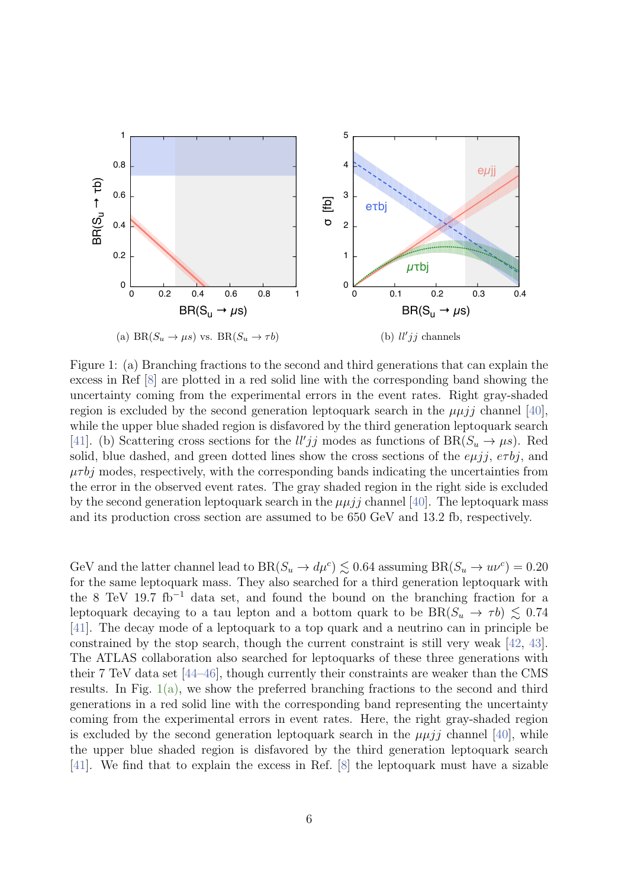(a) $\mathrm{BR}(S_u \to \mu s)$ vs. $\mathrm{BR}(S_u \to \tau b)$

(b) $ll'jj$ channels

Figure 1: (a) Branching fractions to the second and third generations that can explain the excess in Ref [8] are plotted in a red solid line with the corresponding band showing the uncertainty coming from the experimental errors in the event rates. Right gray-shaded region is excluded by the second generation leptoquark search in the $\mu\mu jj$ channel [40], while the upper blue shaded region is disfavored by the third generation leptoquark search [41]. (b) Scattering cross sections for the $ll'jj$ modes as functions of $\mathrm{BR}(S_u \to \mu s)$. Red solid, blue dashed, and green dotted lines show the cross sections of the $e\mu jj$, $e\tau bj$, and $\mu\tau bj$ modes, respectively, with the corresponding bands indicating the uncertainties from the error in the observed event rates. The gray shaded region in the right side is excluded by the second generation leptoquark search in the $\mu\mu jj$ channel [40]. The leptoquark mass and its production cross section are assumed to be 650 GeV and 13.2 fb, respectively.

GeV and the latter channel lead to $\mathrm{BR}(S_u \to d\mu^c) \lesssim 0.64$ assuming $\mathrm{BR}(S_u \to u\nu^c) = 0.20$ for the same leptoquark mass. They also searched for a third generation leptoquark with the 8 TeV 19.7 fb$^{-1}$ data set, and found the bound on the branching fraction for a leptoquark decaying to a tau lepton and a bottom quark to be $\mathrm{BR}(S_u \to \tau b) \lesssim 0.74$ [41]. The decay mode of a leptoquark to a top quark and a neutrino can in principle be constrained by the stop search, though the current constraint is still very weak [42, 43]. The ATLAS collaboration also searched for leptoquarks of these three generations with their 7 TeV data set [44–46], though currently their constraints are weaker than the CMS results. In Fig. 1(a), we show the preferred branching fractions to the second and third generations in a red solid line with the corresponding band representing the uncertainty coming from the experimental errors in event rates. Here, the right gray-shaded region is excluded by the second generation leptoquark search in the $\mu\mu jj$ channel [40], while the upper blue shaded region is disfavored by the third generation leptoquark search [41]. We find that to explain the excess in Ref. [8] the leptoquark must have a sizable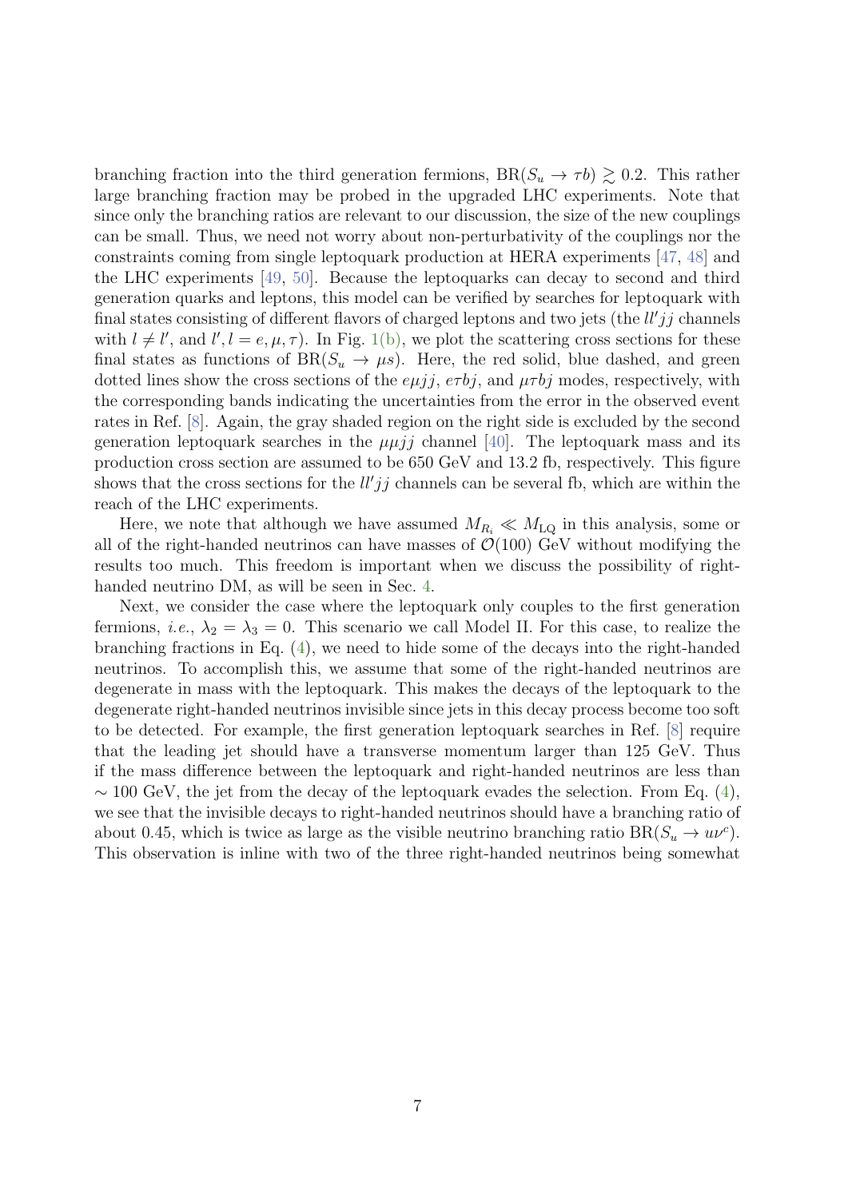branching fraction into the third generation fermions, $\mathrm{BR}(S_u \to \tau b) \gtrsim 0.2$. This rather large branching fraction may be probed in the upgraded LHC experiments. Note that since only the branching ratios are relevant to our discussion, the size of the new couplings can be small. Thus, we need not worry about non-perturbativity of the couplings nor the constraints coming from single leptoquark production at HERA experiments [47, 48] and the LHC experiments [49, 50]. Because the leptoquarks can decay to second and third generation quarks and leptons, this model can be verified by searches for leptoquark with final states consisting of different flavors of charged leptons and two jets (the $ll'jj$ channels with $l \neq l'$, and $l', l = e, \mu, \tau$). In Fig. 1(b), we plot the scattering cross sections for these final states as functions of $\mathrm{BR}(S_u \to \mu s)$. Here, the red solid, blue dashed, and green dotted lines show the cross sections of the $e\mu jj$, $e\tau bj$, and $\mu\tau bj$ modes, respectively, with the corresponding bands indicating the uncertainties from the error in the observed event rates in Ref. [8]. Again, the gray shaded region on the right side is excluded by the second generation leptoquark searches in the $\mu\mu jj$ channel [40]. The leptoquark mass and its production cross section are assumed to be 650 GeV and 13.2 fb, respectively. This figure shows that the cross sections for the $ll'jj$ channels can be several fb, which are within the reach of the LHC experiments.

Here, we note that although we have assumed $M_{R_i} \ll M_{\mathrm{LQ}}$ in this analysis, some or all of the right-handed neutrinos can have masses of $\mathcal{O}(100)$ GeV without modifying the results too much. This freedom is important when we discuss the possibility of right-handed neutrino DM, as will be seen in Sec. 4.

Next, we consider the case where the leptoquark only couples to the first generation fermions, *i.e.*, $\lambda_2 = \lambda_3 = 0$. This scenario we call Model II. For this case, to realize the branching fractions in Eq. (4), we need to hide some of the decays into the right-handed neutrinos. To accomplish this, we assume that some of the right-handed neutrinos are degenerate in mass with the leptoquark. This makes the decays of the leptoquark to the degenerate right-handed neutrinos invisible since jets in this decay process become too soft to be detected. For example, the first generation leptoquark searches in Ref. [8] require that the leading jet should have a transverse momentum larger than 125 GeV. Thus if the mass difference between the leptoquark and right-handed neutrinos are less than $\sim 100$ GeV, the jet from the decay of the leptoquark evades the selection. From Eq. (4), we see that the invisible decays to right-handed neutrinos should have a branching ratio of about 0.45, which is twice as large as the visible neutrino branching ratio $\mathrm{BR}(S_u \to u\nu^c)$. This observation is inline with two of the three right-handed neutrinos being somewhat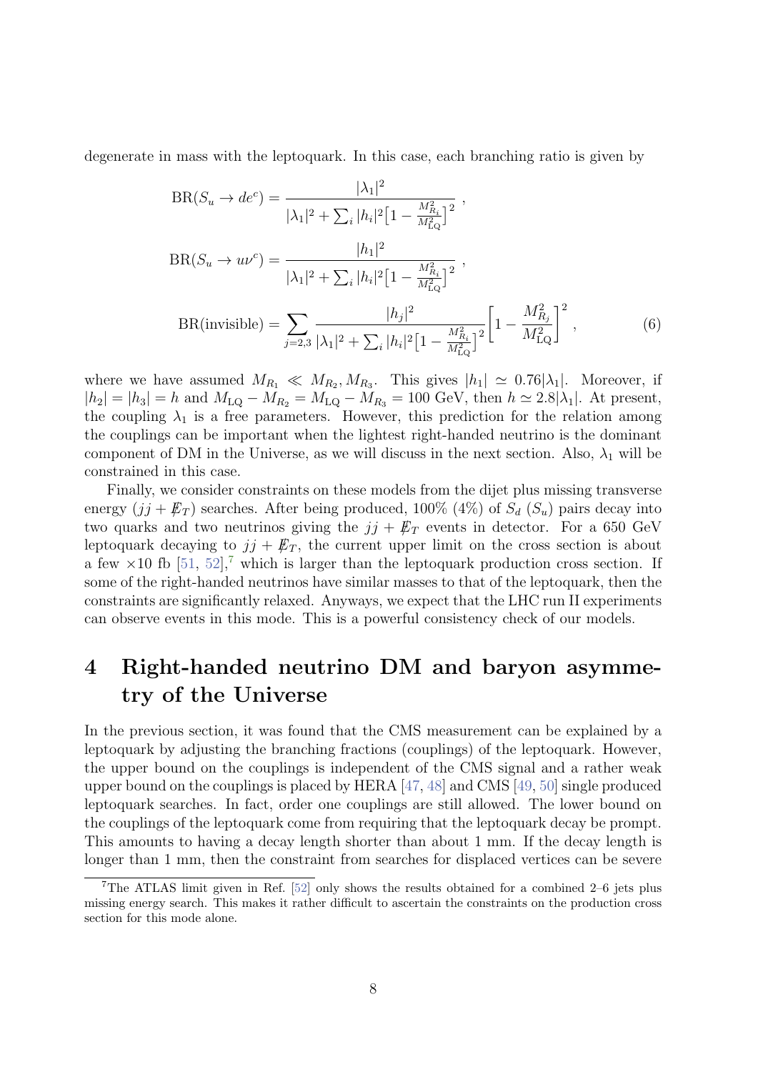degenerate in mass with the leptoquark. In this case, each branching ratio is given by

$$
\begin{aligned}
\mathrm{BR}(S_u \to d e^c) &= \frac{|\lambda_1|^2}{|\lambda_1|^2 + \sum_i |h_i|^2 \big[1 - \frac{M_{R_i}^2}{M_{\rm LQ}^2}\big]^2} \,, \\
\mathrm{BR}(S_u \to u \nu^c) &= \frac{|h_1|^2}{|\lambda_1|^2 + \sum_i |h_i|^2 \big[1 - \frac{M_{R_i}^2}{M_{\rm LQ}^2}\big]^2} \,, \\
\mathrm{BR}(\text{invisible}) &= \sum_{j=2,3} \frac{|h_j|^2}{|\lambda_1|^2 + \sum_i |h_i|^2 \big[1 - \frac{M_{R_i}^2}{M_{\rm LQ}^2}\big]^2} \left[1 - \frac{M_{R_j}^2}{M_{\rm LQ}^2}\right]^2 \,,
\end{aligned}
\tag{6}
$$

where we have assumed $M_{R_1} \ll M_{R_2}, M_{R_3}$. This gives $|h_1| \simeq 0.76|\lambda_1|$. Moreover, if $|h_2| = |h_3| = h$ and $M_{\rm LQ} - M_{R_2} = M_{\rm LQ} - M_{R_3} = 100$ GeV, then $h \simeq 2.8|\lambda_1|$. At present, the coupling $\lambda_1$ is a free parameters. However, this prediction for the relation among the couplings can be important when the lightest right-handed neutrino is the dominant component of DM in the Universe, as we will discuss in the next section. Also, $\lambda_1$ will be constrained in this case.

Finally, we consider constraints on these models from the dijet plus missing transverse energy ($jj + \not{E}_T$) searches. After being produced, 100% (4%) of $S_d$ ($S_u$) pairs decay into two quarks and two neutrinos giving the $jj + \not{E}_T$ events in detector. For a 650 GeV leptoquark decaying to $jj + \not{E}_T$, the current upper limit on the cross section is about a few $\times 10$ fb [51, 52],[7] which is larger than the leptoquark production cross section. If some of the right-handed neutrinos have similar masses to that of the leptoquark, then the constraints are significantly relaxed. Anyways, we expect that the LHC run II experiments can observe events in this mode. This is a powerful consistency check of our models.

# 4 Right-handed neutrino DM and baryon asymmetry of the Universe

In the previous section, it was found that the CMS measurement can be explained by a leptoquark by adjusting the branching fractions (couplings) of the leptoquark. However, the upper bound on the couplings is independent of the CMS signal and a rather weak upper bound on the couplings is placed by HERA [47, 48] and CMS [49, 50] single produced leptoquark searches. In fact, order one couplings are still allowed. The lower bound on the couplings of the leptoquark come from requiring that the leptoquark decay be prompt. This amounts to having a decay length shorter than about 1 mm. If the decay length is longer than 1 mm, then the constraint from searches for displaced vertices can be severe

[7] The ATLAS limit given in Ref. [52] only shows the results obtained for a combined 2–6 jets plus missing energy search. This makes it rather difficult to ascertain the constraints on the production cross section for this mode alone.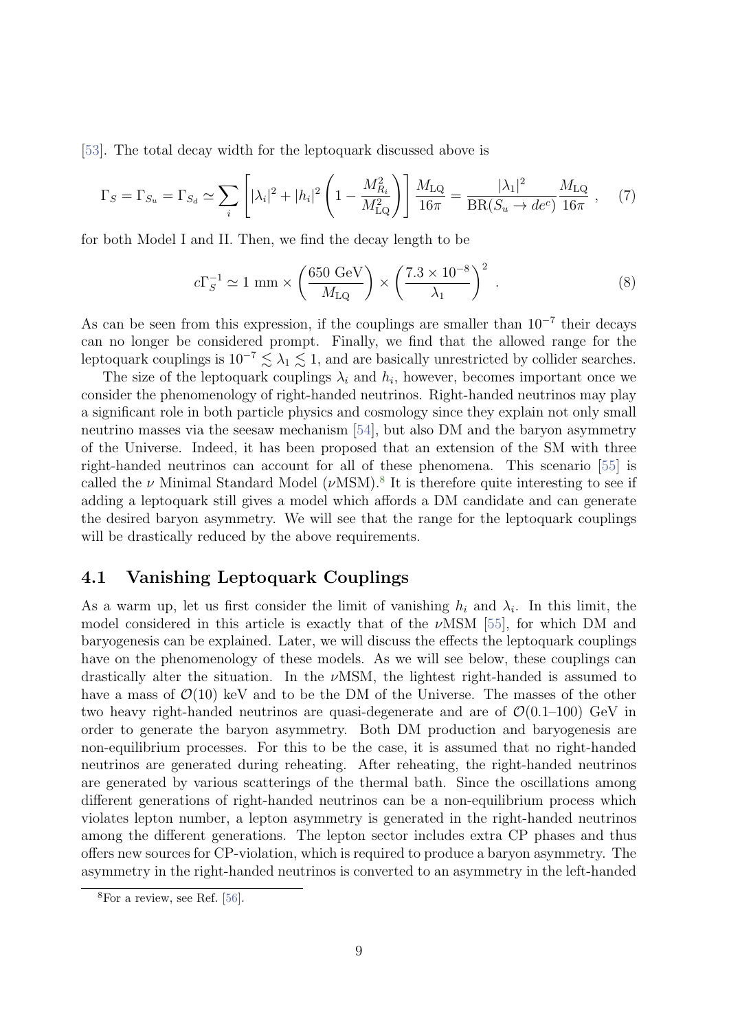[53]. The total decay width for the leptoquark discussed above is

$$\Gamma_S = \Gamma_{S_u} = \Gamma_{S_d} \simeq \sum_i \left[ |\lambda_i|^2 + |h_i|^2 \left( 1 - \frac{M_{R_i}^2}{M_{\rm LQ}^2} \right) \right] \frac{M_{\rm LQ}}{16\pi} = \frac{|\lambda_1|^2}{{\rm BR}(S_u \to d e^c)} \frac{M_{\rm LQ}}{16\pi} \ , \quad (7)$$

for both Model I and II. Then, we find the decay length to be

$$c\Gamma_S^{-1} \simeq 1 \ {\rm mm} \times \left( \frac{650 \ {\rm GeV}}{M_{\rm LQ}} \right) \times \left( \frac{7.3 \times 10^{-8}}{\lambda_1} \right)^2 \ . \quad (8)$$

As can be seen from this expression, if the couplings are smaller than $10^{-7}$ their decays can no longer be considered prompt. Finally, we find that the allowed range for the leptoquark couplings is $10^{-7} \lesssim \lambda_1 \lesssim 1$, and are basically unrestricted by collider searches.

The size of the leptoquark couplings $\lambda_i$ and $h_i$, however, becomes important once we consider the phenomenology of right-handed neutrinos. Right-handed neutrinos may play a significant role in both particle physics and cosmology since they explain not only small neutrino masses via the seesaw mechanism [54], but also DM and the baryon asymmetry of the Universe. Indeed, it has been proposed that an extension of the SM with three right-handed neutrinos can account for all of these phenomena. This scenario [55] is called the $\nu$ Minimal Standard Model ($\nu$MSM).[8] It is therefore quite interesting to see if adding a leptoquark still gives a model which affords a DM candidate and can generate the desired baryon asymmetry. We will see that the range for the leptoquark couplings will be drastically reduced by the above requirements.

## 4.1 Vanishing Leptoquark Couplings

As a warm up, let us first consider the limit of vanishing $h_i$ and $\lambda_i$. In this limit, the model considered in this article is exactly that of the $\nu$MSM [55], for which DM and baryogenesis can be explained. Later, we will discuss the effects the leptoquark couplings have on the phenomenology of these models. As we will see below, these couplings can drastically alter the situation. In the $\nu$MSM, the lightest right-handed is assumed to have a mass of $\mathcal{O}(10)$ keV and to be the DM of the Universe. The masses of the other two heavy right-handed neutrinos are quasi-degenerate and are of $\mathcal{O}(0.1$–$100)$ GeV in order to generate the baryon asymmetry. Both DM production and baryogenesis are non-equilibrium processes. For this to be the case, it is assumed that no right-handed neutrinos are generated during reheating. After reheating, the right-handed neutrinos are generated by various scatterings of the thermal bath. Since the oscillations among different generations of right-handed neutrinos can be a non-equilibrium process which violates lepton number, a lepton asymmetry is generated in the right-handed neutrinos among the different generations. The lepton sector includes extra CP phases and thus offers new sources for CP-violation, which is required to produce a baryon asymmetry. The asymmetry in the right-handed neutrinos is converted to an asymmetry in the left-handed

[8] For a review, see Ref. [56].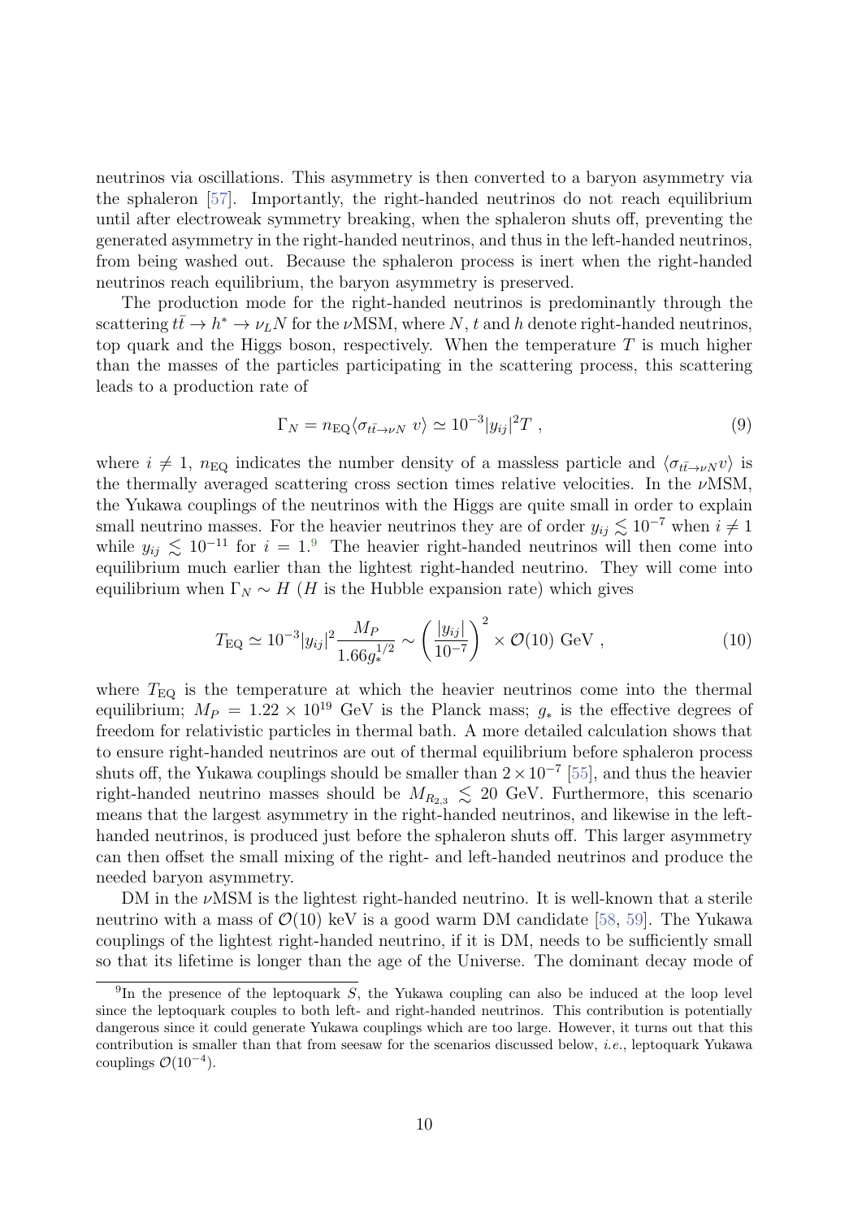neutrinos via oscillations. This asymmetry is then converted to a baryon asymmetry via the sphaleron [57]. Importantly, the right-handed neutrinos do not reach equilibrium until after electroweak symmetry breaking, when the sphaleron shuts off, preventing the generated asymmetry in the right-handed neutrinos, and thus in the left-handed neutrinos, from being washed out. Because the sphaleron process is inert when the right-handed neutrinos reach equilibrium, the baryon asymmetry is preserved.

The production mode for the right-handed neutrinos is predominantly through the scattering $t\bar{t} \to h^* \to \nu_L N$ for the $\nu$MSM, where $N$, $t$ and $h$ denote right-handed neutrinos, top quark and the Higgs boson, respectively. When the temperature $T$ is much higher than the masses of the particles participating in the scattering process, this scattering leads to a production rate of

$$\Gamma_N = n_{\rm EQ}\langle \sigma_{t\bar{t}\to\nu N}\, v\rangle \simeq 10^{-3}|y_{ij}|^2 T\ , \tag{9}$$

where $i \neq 1$, $n_{\rm EQ}$ indicates the number density of a massless particle and $\langle \sigma_{t\bar{t}\to\nu N} v\rangle$ is the thermally averaged scattering cross section times relative velocities. In the $\nu$MSM, the Yukawa couplings of the neutrinos with the Higgs are quite small in order to explain small neutrino masses. For the heavier neutrinos they are of order $y_{ij} \lesssim 10^{-7}$ when $i \neq 1$ while $y_{ij} \lesssim 10^{-11}$ for $i = 1$.[9] The heavier right-handed neutrinos will then come into equilibrium much earlier than the lightest right-handed neutrino. They will come into equilibrium when $\Gamma_N \sim H$ ($H$ is the Hubble expansion rate) which gives

$$T_{\rm EQ} \simeq 10^{-3}|y_{ij}|^2 \frac{M_P}{1.66 g_*^{1/2}} \sim \left(\frac{|y_{ij}|}{10^{-7}}\right)^2 \times \mathcal{O}(10)\ {\rm GeV}\ , \tag{10}$$

where $T_{\rm EQ}$ is the temperature at which the heavier neutrinos come into the thermal equilibrium; $M_P = 1.22 \times 10^{19}$ GeV is the Planck mass; $g_*$ is the effective degrees of freedom for relativistic particles in thermal bath. A more detailed calculation shows that to ensure right-handed neutrinos are out of thermal equilibrium before sphaleron process shuts off, the Yukawa couplings should be smaller than $2 \times 10^{-7}$ [55], and thus the heavier right-handed neutrino masses should be $M_{R_{2,3}} \lesssim 20$ GeV. Furthermore, this scenario means that the largest asymmetry in the right-handed neutrinos, and likewise in the left-handed neutrinos, is produced just before the sphaleron shuts off. This larger asymmetry can then offset the small mixing of the right- and left-handed neutrinos and produce the needed baryon asymmetry.

DM in the $\nu$MSM is the lightest right-handed neutrino. It is well-known that a sterile neutrino with a mass of $\mathcal{O}(10)$ keV is a good warm DM candidate [58, 59]. The Yukawa couplings of the lightest right-handed neutrino, if it is DM, needs to be sufficiently small so that its lifetime is longer than the age of the Universe. The dominant decay mode of

[9] In the presence of the leptoquark $S$, the Yukawa coupling can also be induced at the loop level since the leptoquark couples to both left- and right-handed neutrinos. This contribution is potentially dangerous since it could generate Yukawa couplings which are too large. However, it turns out that this contribution is smaller than that from seesaw for the scenarios discussed below, *i.e.*, leptoquark Yukawa couplings $\mathcal{O}(10^{-4})$.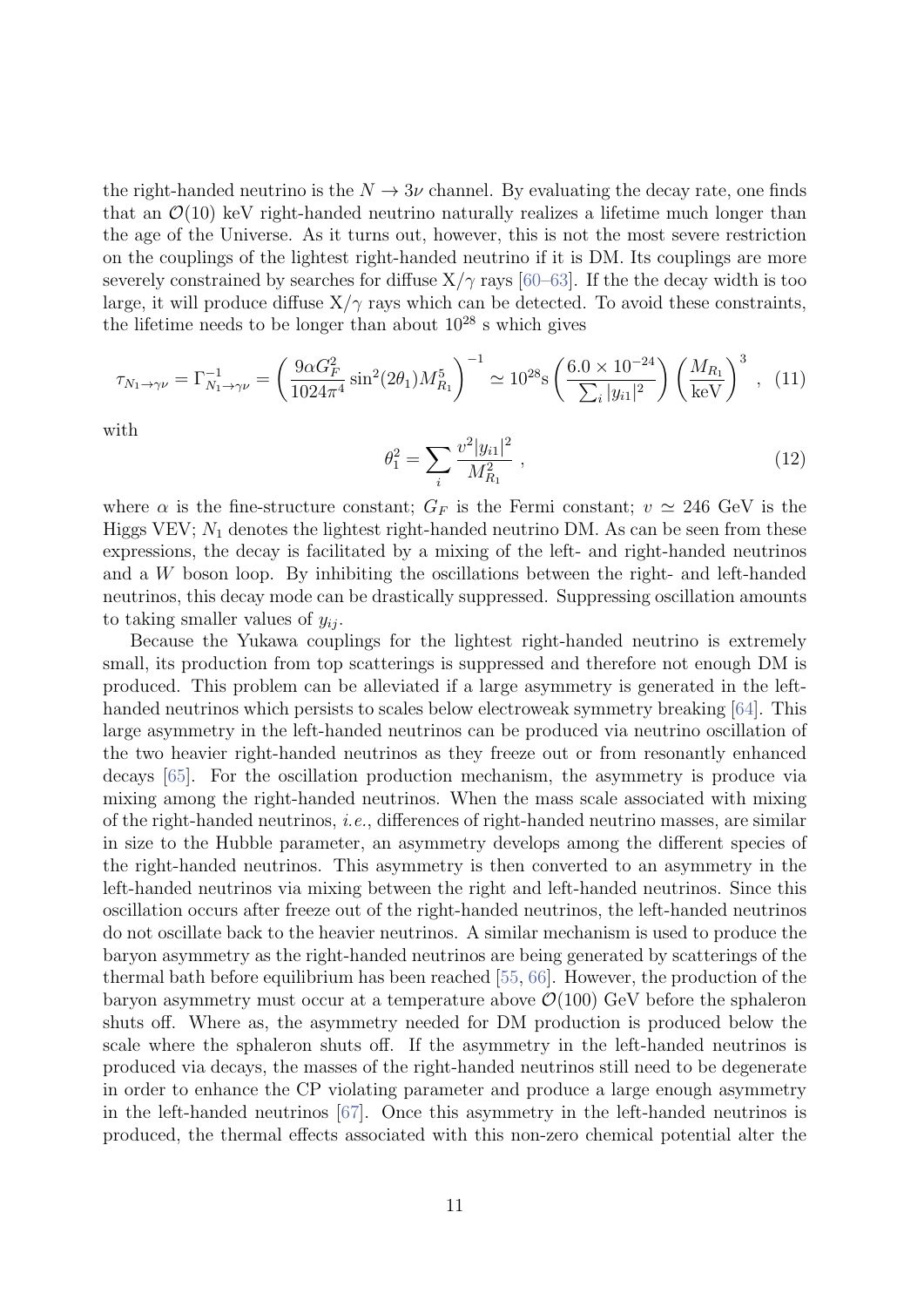the right-handed neutrino is the $N \to 3\nu$ channel. By evaluating the decay rate, one finds that an $\mathcal{O}(10)$ keV right-handed neutrino naturally realizes a lifetime much longer than the age of the Universe. As it turns out, however, this is not the most severe restriction on the couplings of the lightest right-handed neutrino if it is DM. Its couplings are more severely constrained by searches for diffuse X/$\gamma$ rays [60–63]. If the the decay width is too large, it will produce diffuse X/$\gamma$ rays which can be detected. To avoid these constraints, the lifetime needs to be longer than about $10^{28}$ s which gives

$$\tau_{N_1 \to \gamma\nu} = \Gamma^{-1}_{N_1 \to \gamma\nu} = \left( \frac{9\alpha G_F^2}{1024\pi^4} \sin^2(2\theta_1) M_{R_1}^5 \right)^{-1} \simeq 10^{28}\text{s} \left( \frac{6.0 \times 10^{-24}}{\sum_i |y_{i1}|^2} \right) \left( \frac{M_{R_1}}{\text{keV}} \right)^3 , \quad (11)$$

with

$$\theta_1^2 = \sum_i \frac{v^2 |y_{i1}|^2}{M_{R_1}^2} , \quad (12)$$

where $\alpha$ is the fine-structure constant; $G_F$ is the Fermi constant; $v \simeq 246$ GeV is the Higgs VEV; $N_1$ denotes the lightest right-handed neutrino DM. As can be seen from these expressions, the decay is facilitated by a mixing of the left- and right-handed neutrinos and a $W$ boson loop. By inhibiting the oscillations between the right- and left-handed neutrinos, this decay mode can be drastically suppressed. Suppressing oscillation amounts to taking smaller values of $y_{ij}$.

Because the Yukawa couplings for the lightest right-handed neutrino is extremely small, its production from top scatterings is suppressed and therefore not enough DM is produced. This problem can be alleviated if a large asymmetry is generated in the left-handed neutrinos which persists to scales below electroweak symmetry breaking [64]. This large asymmetry in the left-handed neutrinos can be produced via neutrino oscillation of the two heavier right-handed neutrinos as they freeze out or from resonantly enhanced decays [65]. For the oscillation production mechanism, the asymmetry is produce via mixing among the right-handed neutrinos. When the mass scale associated with mixing of the right-handed neutrinos, *i.e.*, differences of right-handed neutrino masses, are similar in size to the Hubble parameter, an asymmetry develops among the different species of the right-handed neutrinos. This asymmetry is then converted to an asymmetry in the left-handed neutrinos via mixing between the right and left-handed neutrinos. Since this oscillation occurs after freeze out of the right-handed neutrinos, the left-handed neutrinos do not oscillate back to the heavier neutrinos. A similar mechanism is used to produce the baryon asymmetry as the right-handed neutrinos are being generated by scatterings of the thermal bath before equilibrium has been reached [55, 66]. However, the production of the baryon asymmetry must occur at a temperature above $\mathcal{O}(100)$ GeV before the sphaleron shuts off. Where as, the asymmetry needed for DM production is produced below the scale where the sphaleron shuts off. If the asymmetry in the left-handed neutrinos is produced via decays, the masses of the right-handed neutrinos still need to be degenerate in order to enhance the CP violating parameter and produce a large enough asymmetry in the left-handed neutrinos [67]. Once this asymmetry in the left-handed neutrinos is produced, the thermal effects associated with this non-zero chemical potential alter the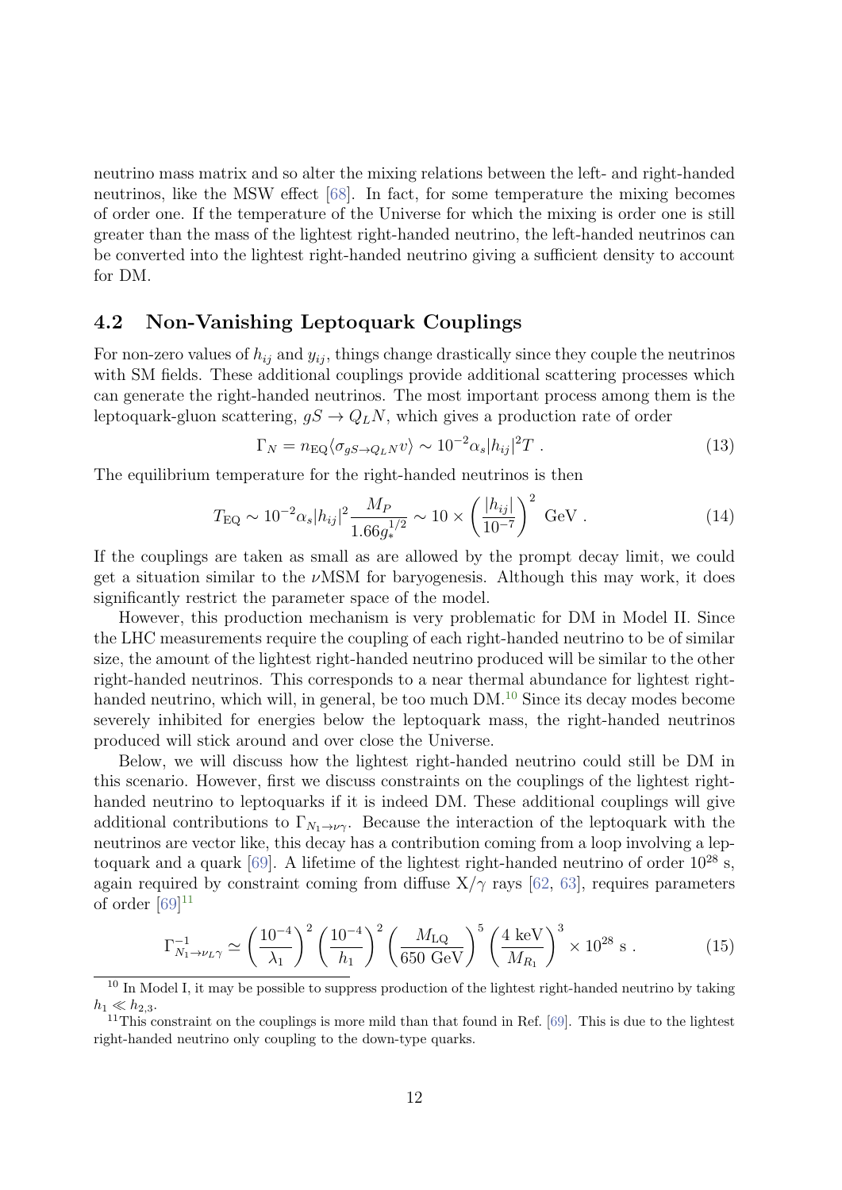neutrino mass matrix and so alter the mixing relations between the left- and right-handed neutrinos, like the MSW effect [68]. In fact, for some temperature the mixing becomes of order one. If the temperature of the Universe for which the mixing is order one is still greater than the mass of the lightest right-handed neutrino, the left-handed neutrinos can be converted into the lightest right-handed neutrino giving a sufficient density to account for DM.

## 4.2 Non-Vanishing Leptoquark Couplings

For non-zero values of $h_{ij}$ and $y_{ij}$, things change drastically since they couple the neutrinos with SM fields. These additional couplings provide additional scattering processes which can generate the right-handed neutrinos. The most important process among them is the leptoquark-gluon scattering, $gS \to Q_L N$, which gives a production rate of order

$$\Gamma_N = n_{\rm EQ} \langle \sigma_{gS\to Q_L N} v \rangle \sim 10^{-2} \alpha_s |h_{ij}|^2 T \; . \tag{13}$$

The equilibrium temperature for the right-handed neutrinos is then

$$T_{\rm EQ} \sim 10^{-2} \alpha_s |h_{ij}|^2 \frac{M_P}{1.66 g_*^{1/2}} \sim 10 \times \left( \frac{|h_{ij}|}{10^{-7}} \right)^2 \; {\rm GeV} \; . \tag{14}$$

If the couplings are taken as small as are allowed by the prompt decay limit, we could get a situation similar to the $\nu$MSM for baryogenesis. Although this may work, it does significantly restrict the parameter space of the model.

However, this production mechanism is very problematic for DM in Model II. Since the LHC measurements require the coupling of each right-handed neutrino to be of similar size, the amount of the lightest right-handed neutrino produced will be similar to the other right-handed neutrinos. This corresponds to a near thermal abundance for lightest right-handed neutrino, which will, in general, be too much DM.[10] Since its decay modes become severely inhibited for energies below the leptoquark mass, the right-handed neutrinos produced will stick around and over close the Universe.

Below, we will discuss how the lightest right-handed neutrino could still be DM in this scenario. However, first we discuss constraints on the couplings of the lightest right-handed neutrino to leptoquarks if it is indeed DM. These additional couplings will give additional contributions to $\Gamma_{N_1 \to \nu \gamma}$. Because the interaction of the leptoquark with the neutrinos are vector like, this decay has a contribution coming from a loop involving a leptoquark and a quark [69]. A lifetime of the lightest right-handed neutrino of order $10^{28}$ s, again required by constraint coming from diffuse X/$\gamma$ rays [62, 63], requires parameters of order [69][11]

$$\Gamma^{-1}_{N_1 \to \nu_L \gamma} \simeq \left( \frac{10^{-4}}{\lambda_1} \right)^2 \left( \frac{10^{-4}}{h_1} \right)^2 \left( \frac{M_{\rm LQ}}{650 \; {\rm GeV}} \right)^5 \left( \frac{4 \; {\rm keV}}{M_{R_1}} \right)^3 \times 10^{28} \; {\rm s} \; . \tag{15}$$

---

[10] In Model I, it may be possible to suppress production of the lightest right-handed neutrino by taking $h_1 \ll h_{2,3}$.

[11] This constraint on the couplings is more mild than that found in Ref. [69]. This is due to the lightest right-handed neutrino only coupling to the down-type quarks.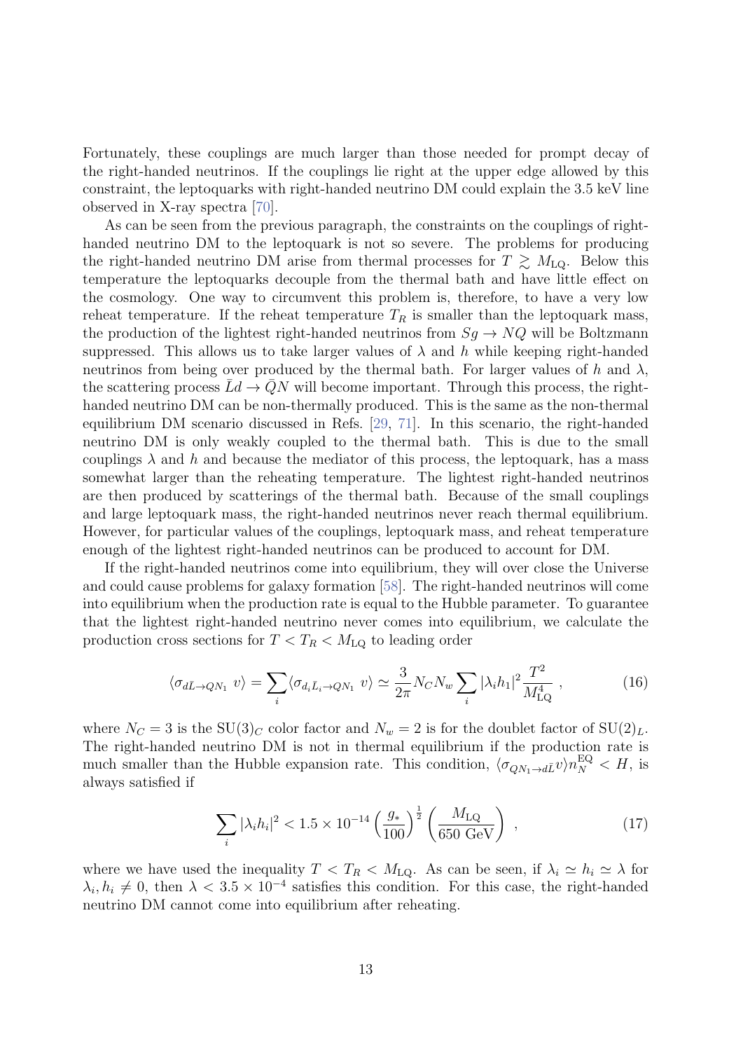Fortunately, these couplings are much larger than those needed for prompt decay of the right-handed neutrinos. If the couplings lie right at the upper edge allowed by this constraint, the leptoquarks with right-handed neutrino DM could explain the 3.5 keV line observed in X-ray spectra [70].

As can be seen from the previous paragraph, the constraints on the couplings of right-handed neutrino DM to the leptoquark is not so severe. The problems for producing the right-handed neutrino DM arise from thermal processes for $T \gtrsim M_{\rm LQ}$. Below this temperature the leptoquarks decouple from the thermal bath and have little effect on the cosmology. One way to circumvent this problem is, therefore, to have a very low reheat temperature. If the reheat temperature $T_R$ is smaller than the leptoquark mass, the production of the lightest right-handed neutrinos from $Sg \to NQ$ will be Boltzmann suppressed. This allows us to take larger values of $\lambda$ and $h$ while keeping right-handed neutrinos from being over produced by the thermal bath. For larger values of $h$ and $\lambda$, the scattering process $\bar{L}d \to \bar{Q}N$ will become important. Through this process, the right-handed neutrino DM can be non-thermally produced. This is the same as the non-thermal equilibrium DM scenario discussed in Refs. [29, 71]. In this scenario, the right-handed neutrino DM is only weakly coupled to the thermal bath. This is due to the small couplings $\lambda$ and $h$ and because the mediator of this process, the leptoquark, has a mass somewhat larger than the reheating temperature. The lightest right-handed neutrinos are then produced by scatterings of the thermal bath. Because of the small couplings and large leptoquark mass, the right-handed neutrinos never reach thermal equilibrium. However, for particular values of the couplings, leptoquark mass, and reheat temperature enough of the lightest right-handed neutrinos can be produced to account for DM.

If the right-handed neutrinos come into equilibrium, they will over close the Universe and could cause problems for galaxy formation [58]. The right-handed neutrinos will come into equilibrium when the production rate is equal to the Hubble parameter. To guarantee that the lightest right-handed neutrino never comes into equilibrium, we calculate the production cross sections for $T < T_R < M_{\rm LQ}$ to leading order

$$\langle \sigma_{d\bar{L}\to QN_1}\, v\rangle = \sum_i \langle \sigma_{d_i\bar{L}_i\to QN_1}\, v\rangle \simeq \frac{3}{2\pi} N_C N_w \sum_i |\lambda_i h_1|^2 \frac{T^2}{M_{\rm LQ}^4}\ , \tag{16}$$

where $N_C = 3$ is the SU(3)$_C$ color factor and $N_w = 2$ is for the doublet factor of SU(2)$_L$. The right-handed neutrino DM is not in thermal equilibrium if the production rate is much smaller than the Hubble expansion rate. This condition, $\langle \sigma_{QN_1\to d\bar{L}} v\rangle n_N^{\rm EQ} < H$, is always satisfied if

$$\sum_i |\lambda_i h_i|^2 < 1.5\times 10^{-14} \left(\frac{g_*}{100}\right)^{\frac{1}{2}} \left(\frac{M_{\rm LQ}}{650\ {\rm GeV}}\right)\ , \tag{17}$$

where we have used the inequality $T < T_R < M_{\rm LQ}$. As can be seen, if $\lambda_i \simeq h_i \simeq \lambda$ for $\lambda_i, h_i \neq 0$, then $\lambda < 3.5\times 10^{-4}$ satisfies this condition. For this case, the right-handed neutrino DM cannot come into equilibrium after reheating.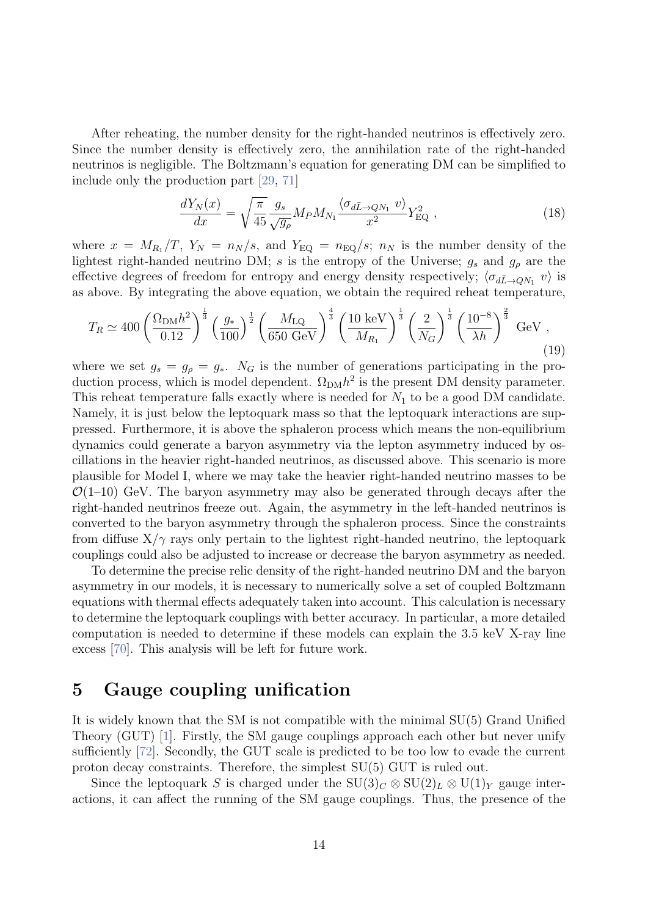After reheating, the number density for the right-handed neutrinos is effectively zero. Since the number density is effectively zero, the annihilation rate of the right-handed neutrinos is negligible. The Boltzmann's equation for generating DM can be simplified to include only the production part [29, 71]

$$\frac{dY_N(x)}{dx} = \sqrt{\frac{\pi}{45}} \frac{g_s}{\sqrt{g_\rho}} M_P M_{N_1} \frac{\langle \sigma_{d\bar{L}\to QN_1}\, v\rangle}{x^2} Y_{\rm EQ}^2 \ , \tag{18}$$

where $x = M_{R_1}/T$, $Y_N = n_N/s$, and $Y_{\rm EQ} = n_{\rm EQ}/s$; $n_N$ is the number density of the lightest right-handed neutrino DM; $s$ is the entropy of the Universe; $g_s$ and $g_\rho$ are the effective degrees of freedom for entropy and energy density respectively; $\langle \sigma_{d\bar{L}\to QN_1}\, v\rangle$ is as above. By integrating the above equation, we obtain the required reheat temperature,

$$T_R \simeq 400 \left(\frac{\Omega_{\rm DM}h^2}{0.12}\right)^{\frac{1}{3}} \left(\frac{g_*}{100}\right)^{\frac{1}{2}} \left(\frac{M_{\rm LQ}}{650~{\rm GeV}}\right)^{\frac{4}{3}} \left(\frac{10~{\rm keV}}{M_{R_1}}\right)^{\frac{1}{3}} \left(\frac{2}{N_G}\right)^{\frac{1}{3}} \left(\frac{10^{-8}}{\lambda h}\right)^{\frac{2}{3}}~{\rm GeV}\ , \tag{19}$$

where we set $g_s = g_\rho = g_*$. $N_G$ is the number of generations participating in the production process, which is model dependent. $\Omega_{\rm DM}h^2$ is the present DM density parameter. This reheat temperature falls exactly where is needed for $N_1$ to be a good DM candidate. Namely, it is just below the leptoquark mass so that the leptoquark interactions are suppressed. Furthermore, it is above the sphaleron process which means the non-equilibrium dynamics could generate a baryon asymmetry via the lepton asymmetry induced by oscillations in the heavier right-handed neutrinos, as discussed above. This scenario is more plausible for Model I, where we may take the heavier right-handed neutrino masses to be $\mathcal{O}$(1–10) GeV. The baryon asymmetry may also be generated through decays after the right-handed neutrinos freeze out. Again, the asymmetry in the left-handed neutrinos is converted to the baryon asymmetry through the sphaleron process. Since the constraints from diffuse X/$\gamma$ rays only pertain to the lightest right-handed neutrino, the leptoquark couplings could also be adjusted to increase or decrease the baryon asymmetry as needed.

To determine the precise relic density of the right-handed neutrino DM and the baryon asymmetry in our models, it is necessary to numerically solve a set of coupled Boltzmann equations with thermal effects adequately taken into account. This calculation is necessary to determine the leptoquark couplings with better accuracy. In particular, a more detailed computation is needed to determine if these models can explain the 3.5 keV X-ray line excess [70]. This analysis will be left for future work.

# 5 Gauge coupling unification

It is widely known that the SM is not compatible with the minimal SU(5) Grand Unified Theory (GUT) [1]. Firstly, the SM gauge couplings approach each other but never unify sufficiently [72]. Secondly, the GUT scale is predicted to be too low to evade the current proton decay constraints. Therefore, the simplest SU(5) GUT is ruled out.

Since the leptoquark $S$ is charged under the $\mathrm{SU}(3)_C \otimes \mathrm{SU}(2)_L \otimes \mathrm{U}(1)_Y$ gauge interactions, it can affect the running of the SM gauge couplings. Thus, the presence of the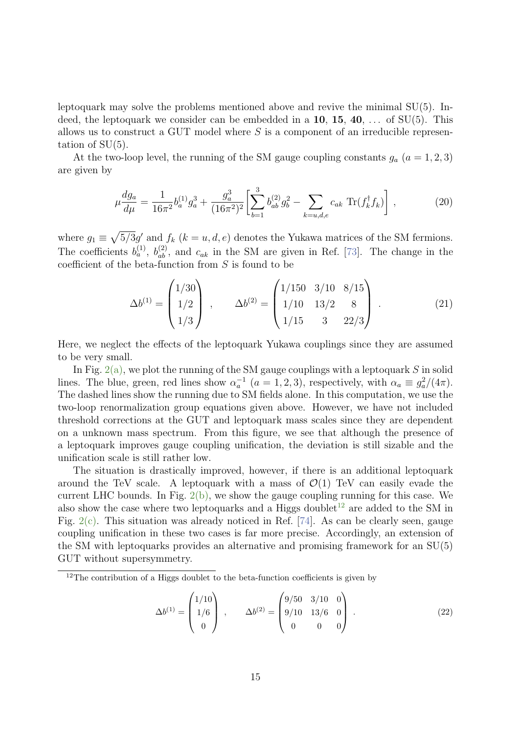leptoquark may solve the problems mentioned above and revive the minimal SU(5). Indeed, the leptoquark we consider can be embedded in a **10**, **15**, **40**, ... of SU(5). This allows us to construct a GUT model where $S$ is a component of an irreducible representation of SU(5).

At the two-loop level, the running of the SM gauge coupling constants $g_a$ ($a = 1, 2, 3$) are given by

$$\mu \frac{dg_a}{d\mu} = \frac{1}{16\pi^2} b_a^{(1)} g_a^3 + \frac{g_a^3}{(16\pi^2)^2} \left[ \sum_{b=1}^{3} b_{ab}^{(2)} g_b^2 - \sum_{k=u,d,e} c_{ak} \, \mathrm{Tr}(f_k^\dagger f_k) \right] , \tag{20}$$

where $g_1 \equiv \sqrt{5/3} g'$ and $f_k$ ($k = u, d, e$) denotes the Yukawa matrices of the SM fermions. The coefficients $b_a^{(1)}$, $b_{ab}^{(2)}$, and $c_{ak}$ in the SM are given in Ref. [73]. The change in the coefficient of the beta-function from $S$ is found to be

$$\Delta b^{(1)} = \begin{pmatrix} 1/30 \\ 1/2 \\ 1/3 \end{pmatrix} , \qquad \Delta b^{(2)} = \begin{pmatrix} 1/150 & 3/10 & 8/15 \\ 1/10 & 13/2 & 8 \\ 1/15 & 3 & 22/3 \end{pmatrix} . \tag{21}$$

Here, we neglect the effects of the leptoquark Yukawa couplings since they are assumed to be very small.

In Fig. 2(a), we plot the running of the SM gauge couplings with a leptoquark $S$ in solid lines. The blue, green, red lines show $\alpha_a^{-1}$ ($a = 1, 2, 3$), respectively, with $\alpha_a \equiv g_a^2/(4\pi)$. The dashed lines show the running due to SM fields alone. In this computation, we use the two-loop renormalization group equations given above. However, we have not included threshold corrections at the GUT and leptoquark mass scales since they are dependent on a unknown mass spectrum. From this figure, we see that although the presence of a leptoquark improves gauge coupling unification, the deviation is still sizable and the unification scale is still rather low.

The situation is drastically improved, however, if there is an additional leptoquark around the TeV scale. A leptoquark with a mass of $\mathcal{O}(1)$ TeV can easily evade the current LHC bounds. In Fig. 2(b), we show the gauge coupling running for this case. We also show the case where two leptoquarks and a Higgs doublet[12] are added to the SM in Fig. 2(c). This situation was already noticed in Ref. [74]. As can be clearly seen, gauge coupling unification in these two cases is far more precise. Accordingly, an extension of the SM with leptoquarks provides an alternative and promising framework for an SU(5) GUT without supersymmetry.

[12] The contribution of a Higgs doublet to the beta-function coefficients is given by

$$\Delta b^{(1)} = \begin{pmatrix} 1/10 \\ 1/6 \\ 0 \end{pmatrix} , \qquad \Delta b^{(2)} = \begin{pmatrix} 9/50 & 3/10 & 0 \\ 9/10 & 13/6 & 0 \\ 0 & 0 & 0 \end{pmatrix} . \tag{22}$$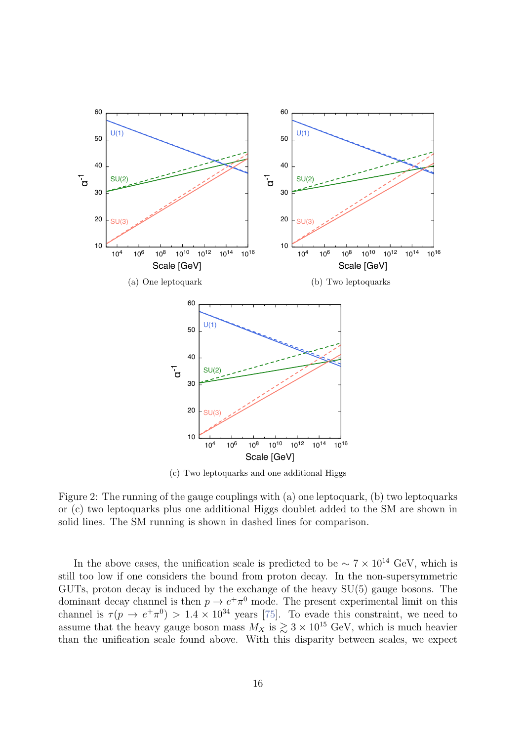(a) One leptoquark

(b) Two leptoquarks

(c) Two leptoquarks and one additional Higgs

Figure 2: The running of the gauge couplings with (a) one leptoquark, (b) two leptoquarks or (c) two leptoquarks plus one additional Higgs doublet added to the SM are shown in solid lines. The SM running is shown in dashed lines for comparison.

In the above cases, the unification scale is predicted to be $\sim 7 \times 10^{14}$ GeV, which is still too low if one considers the bound from proton decay. In the non-supersymmetric GUTs, proton decay is induced by the exchange of the heavy SU(5) gauge bosons. The dominant decay channel is then $p \to e^+\pi^0$ mode. The present experimental limit on this channel is $\tau(p \to e^+\pi^0) > 1.4 \times 10^{34}$ years [75]. To evade this constraint, we need to assume that the heavy gauge boson mass $M_X$ is $\gtrsim 3 \times 10^{15}$ GeV, which is much heavier than the unification scale found above. With this disparity between scales, we expect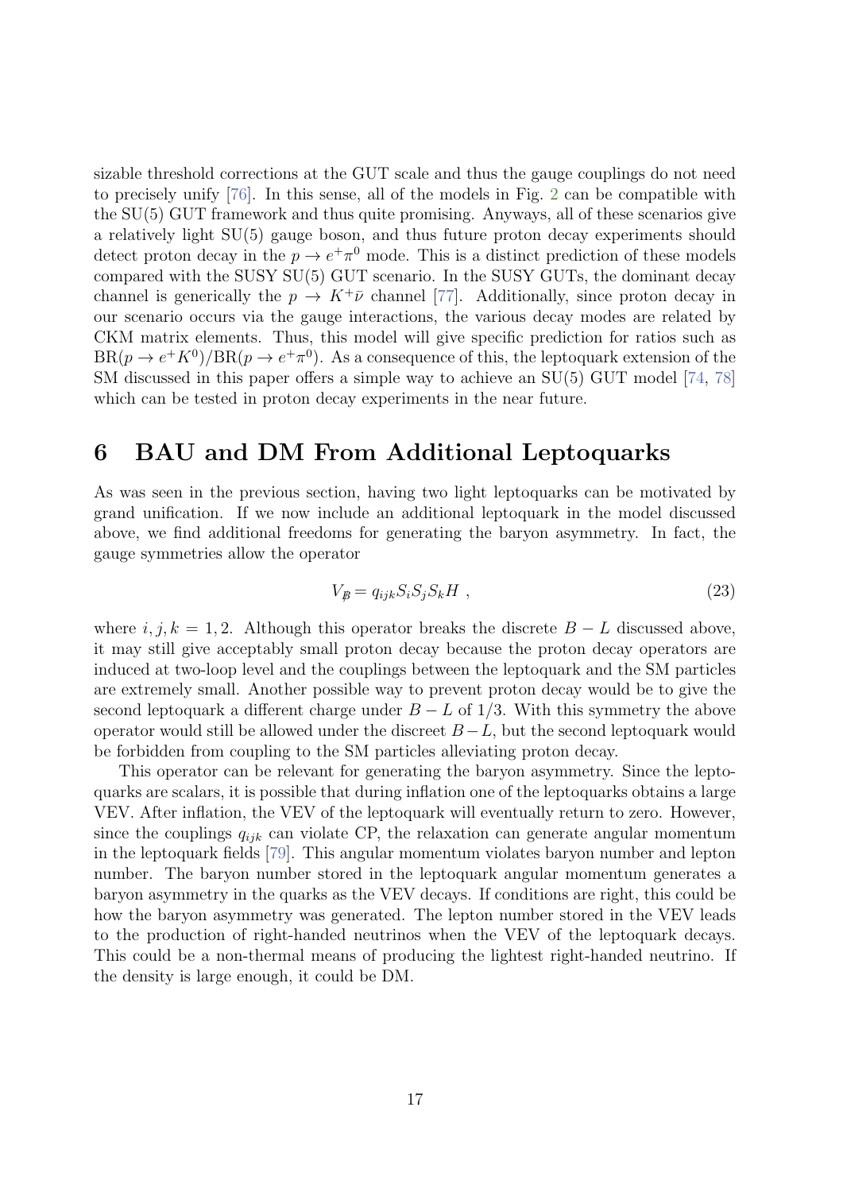sizable threshold corrections at the GUT scale and thus the gauge couplings do not need to precisely unify [76]. In this sense, all of the models in Fig. 2 can be compatible with the SU(5) GUT framework and thus quite promising. Anyways, all of these scenarios give a relatively light SU(5) gauge boson, and thus future proton decay experiments should detect proton decay in the $p \to e^+\pi^0$ mode. This is a distinct prediction of these models compared with the SUSY SU(5) GUT scenario. In the SUSY GUTs, the dominant decay channel is generically the $p \to K^+\bar{\nu}$ channel [77]. Additionally, since proton decay in our scenario occurs via the gauge interactions, the various decay modes are related by CKM matrix elements. Thus, this model will give specific prediction for ratios such as $\mathrm{BR}(p \to e^+K^0)/\mathrm{BR}(p \to e^+\pi^0)$. As a consequence of this, the leptoquark extension of the SM discussed in this paper offers a simple way to achieve an SU(5) GUT model [74, 78] which can be tested in proton decay experiments in the near future.

# 6 BAU and DM From Additional Leptoquarks

As was seen in the previous section, having two light leptoquarks can be motivated by grand unification. If we now include an additional leptoquark in the model discussed above, we find additional freedoms for generating the baryon asymmetry. In fact, the gauge symmetries allow the operator

$$V_{\not{B}} = q_{ijk} S_i S_j S_k H \ , \tag{23}$$

where $i, j, k = 1, 2$. Although this operator breaks the discrete $B - L$ discussed above, it may still give acceptably small proton decay because the proton decay operators are induced at two-loop level and the couplings between the leptoquark and the SM particles are extremely small. Another possible way to prevent proton decay would be to give the second leptoquark a different charge under $B - L$ of $1/3$. With this symmetry the above operator would still be allowed under the discreet $B - L$, but the second leptoquark would be forbidden from coupling to the SM particles alleviating proton decay.

This operator can be relevant for generating the baryon asymmetry. Since the leptoquarks are scalars, it is possible that during inflation one of the leptoquarks obtains a large VEV. After inflation, the VEV of the leptoquark will eventually return to zero. However, since the couplings $q_{ijk}$ can violate CP, the relaxation can generate angular momentum in the leptoquark fields [79]. This angular momentum violates baryon number and lepton number. The baryon number stored in the leptoquark angular momentum generates a baryon asymmetry in the quarks as the VEV decays. If conditions are right, this could be how the baryon asymmetry was generated. The lepton number stored in the VEV leads to the production of right-handed neutrinos when the VEV of the leptoquark decays. This could be a non-thermal means of producing the lightest right-handed neutrino. If the density is large enough, it could be DM.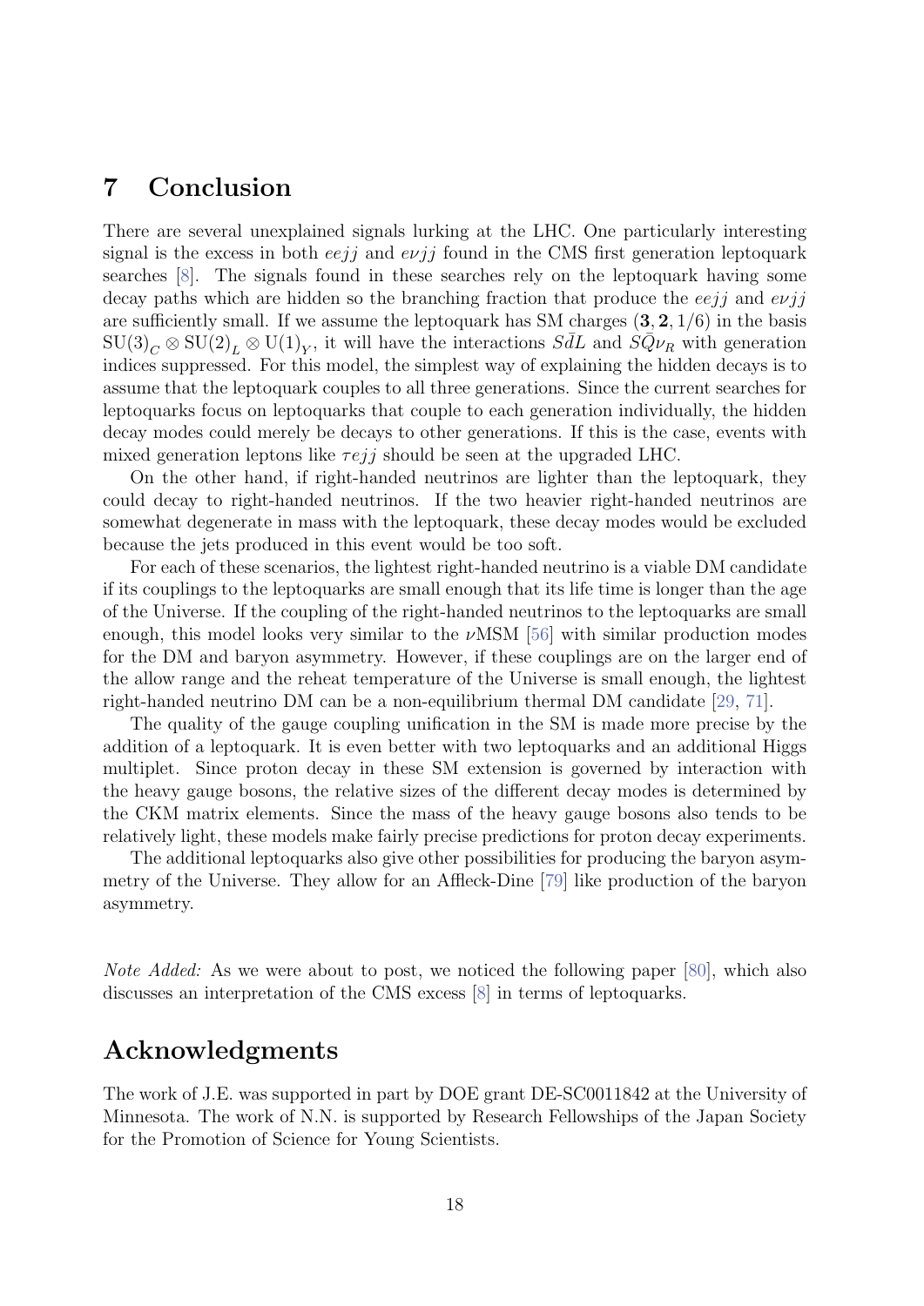# 7 Conclusion

There are several unexplained signals lurking at the LHC. One particularly interesting signal is the excess in both $eejj$ and $e\nu jj$ found in the CMS first generation leptoquark searches [8]. The signals found in these searches rely on the leptoquark having some decay paths which are hidden so the branching fraction that produce the $eejj$ and $e\nu jj$ are sufficiently small. If we assume the leptoquark has SM charges $(\mathbf{3}, \mathbf{2}, 1/6)$ in the basis $\mathrm{SU}(3)_C \otimes \mathrm{SU}(2)_L \otimes \mathrm{U}(1)_Y$, it will have the interactions $S\bar{d}L$ and $S\bar{Q}\nu_R$ with generation indices suppressed. For this model, the simplest way of explaining the hidden decays is to assume that the leptoquark couples to all three generations. Since the current searches for leptoquarks focus on leptoquarks that couple to each generation individually, the hidden decay modes could merely be decays to other generations. If this is the case, events with mixed generation leptons like $\tau ejj$ should be seen at the upgraded LHC.

On the other hand, if right-handed neutrinos are lighter than the leptoquark, they could decay to right-handed neutrinos. If the two heavier right-handed neutrinos are somewhat degenerate in mass with the leptoquark, these decay modes would be excluded because the jets produced in this event would be too soft.

For each of these scenarios, the lightest right-handed neutrino is a viable DM candidate if its couplings to the leptoquarks are small enough that its life time is longer than the age of the Universe. If the coupling of the right-handed neutrinos to the leptoquarks are small enough, this model looks very similar to the $\nu$MSM [56] with similar production modes for the DM and baryon asymmetry. However, if these couplings are on the larger end of the allow range and the reheat temperature of the Universe is small enough, the lightest right-handed neutrino DM can be a non-equilibrium thermal DM candidate [29, 71].

The quality of the gauge coupling unification in the SM is made more precise by the addition of a leptoquark. It is even better with two leptoquarks and an additional Higgs multiplet. Since proton decay in these SM extension is governed by interaction with the heavy gauge bosons, the relative sizes of the different decay modes is determined by the CKM matrix elements. Since the mass of the heavy gauge bosons also tends to be relatively light, these models make fairly precise predictions for proton decay experiments.

The additional leptoquarks also give other possibilities for producing the baryon asymmetry of the Universe. They allow for an Affleck-Dine [79] like production of the baryon asymmetry.

*Note Added:* As we were about to post, we noticed the following paper [80], which also discusses an interpretation of the CMS excess [8] in terms of leptoquarks.

# Acknowledgments

The work of J.E. was supported in part by DOE grant DE-SC0011842 at the University of Minnesota. The work of N.N. is supported by Research Fellowships of the Japan Society for the Promotion of Science for Young Scientists.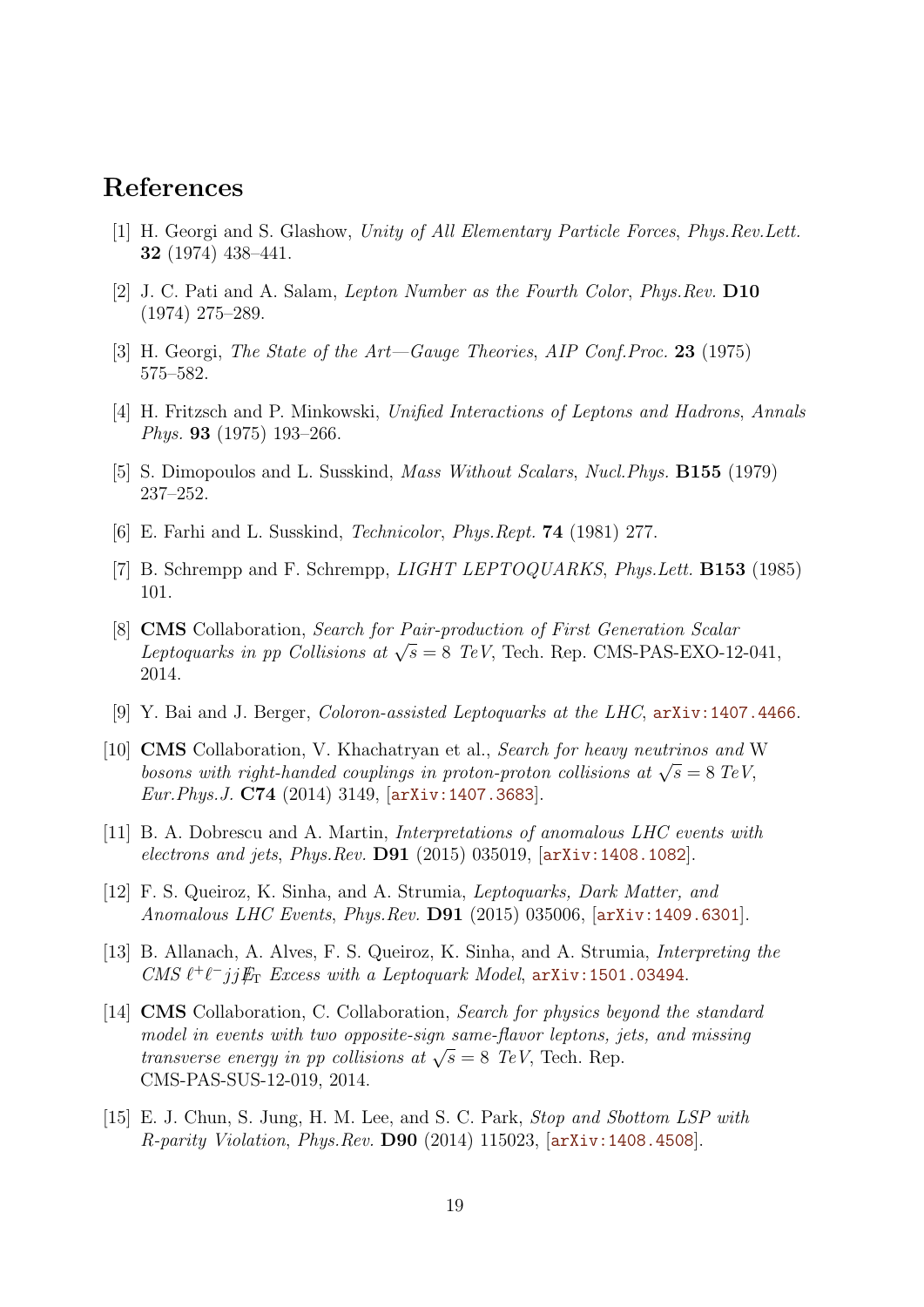## References

[1] H. Georgi and S. Glashow, *Unity of All Elementary Particle Forces*, *Phys.Rev.Lett.* **32** (1974) 438–441.

[2] J. C. Pati and A. Salam, *Lepton Number as the Fourth Color*, *Phys.Rev.* **D10** (1974) 275–289.

[3] H. Georgi, *The State of the Art—Gauge Theories*, *AIP Conf.Proc.* **23** (1975) 575–582.

[4] H. Fritzsch and P. Minkowski, *Unified Interactions of Leptons and Hadrons*, *Annals Phys.* **93** (1975) 193–266.

[5] S. Dimopoulos and L. Susskind, *Mass Without Scalars*, *Nucl.Phys.* **B155** (1979) 237–252.

[6] E. Farhi and L. Susskind, *Technicolor*, *Phys.Rept.* **74** (1981) 277.

[7] B. Schrempp and F. Schrempp, *LIGHT LEPTOQUARKS*, *Phys.Lett.* **B153** (1985) 101.

[8] **CMS** Collaboration, *Search for Pair-production of First Generation Scalar Leptoquarks in pp Collisions at $\sqrt{s} = 8$ TeV*, Tech. Rep. CMS-PAS-EXO-12-041, 2014.

[9] Y. Bai and J. Berger, *Coloron-assisted Leptoquarks at the LHC*, arXiv:1407.4466.

[10] **CMS** Collaboration, V. Khachatryan et al., *Search for heavy neutrinos and* W *bosons with right-handed couplings in proton-proton collisions at $\sqrt{s} = 8$ TeV*, *Eur.Phys.J.* **C74** (2014) 3149, [arXiv:1407.3683].

[11] B. A. Dobrescu and A. Martin, *Interpretations of anomalous LHC events with electrons and jets*, *Phys.Rev.* **D91** (2015) 035019, [arXiv:1408.1082].

[12] F. S. Queiroz, K. Sinha, and A. Strumia, *Leptoquarks, Dark Matter, and Anomalous LHC Events*, *Phys.Rev.* **D91** (2015) 035006, [arXiv:1409.6301].

[13] B. Allanach, A. Alves, F. S. Queiroz, K. Sinha, and A. Strumia, *Interpreting the CMS $\ell^+\ell^- jj \not{E}_T$ Excess with a Leptoquark Model*, arXiv:1501.03494.

[14] **CMS** Collaboration, C. Collaboration, *Search for physics beyond the standard model in events with two opposite-sign same-flavor leptons, jets, and missing transverse energy in pp collisions at $\sqrt{s} = 8$ TeV*, Tech. Rep. CMS-PAS-SUS-12-019, 2014.

[15] E. J. Chun, S. Jung, H. M. Lee, and S. C. Park, *Stop and Sbottom LSP with R-parity Violation*, *Phys.Rev.* **D90** (2014) 115023, [arXiv:1408.4508].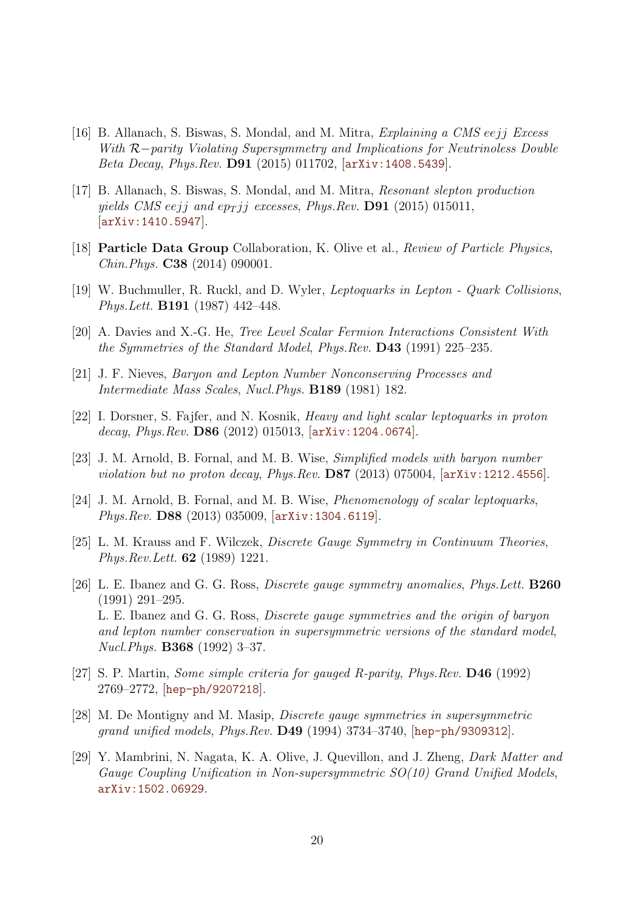[16] B. Allanach, S. Biswas, S. Mondal, and M. Mitra, *Explaining a CMS eejj Excess With $\mathcal{R}-$parity Violating Supersymmetry and Implications for Neutrinoless Double Beta Decay*, *Phys.Rev.* **D91** (2015) 011702, [arXiv:1408.5439].

[17] B. Allanach, S. Biswas, S. Mondal, and M. Mitra, *Resonant slepton production yields CMS eejj and $ep_T jj$ excesses*, *Phys.Rev.* **D91** (2015) 015011, [arXiv:1410.5947].

[18] **Particle Data Group** Collaboration, K. Olive et al., *Review of Particle Physics*, *Chin.Phys.* **C38** (2014) 090001.

[19] W. Buchmuller, R. Ruckl, and D. Wyler, *Leptoquarks in Lepton - Quark Collisions*, *Phys.Lett.* **B191** (1987) 442–448.

[20] A. Davies and X.-G. He, *Tree Level Scalar Fermion Interactions Consistent With the Symmetries of the Standard Model*, *Phys.Rev.* **D43** (1991) 225–235.

[21] J. F. Nieves, *Baryon and Lepton Number Nonconserving Processes and Intermediate Mass Scales*, *Nucl.Phys.* **B189** (1981) 182.

[22] I. Dorsner, S. Fajfer, and N. Kosnik, *Heavy and light scalar leptoquarks in proton decay*, *Phys.Rev.* **D86** (2012) 015013, [arXiv:1204.0674].

[23] J. M. Arnold, B. Fornal, and M. B. Wise, *Simplified models with baryon number violation but no proton decay*, *Phys.Rev.* **D87** (2013) 075004, [arXiv:1212.4556].

[24] J. M. Arnold, B. Fornal, and M. B. Wise, *Phenomenology of scalar leptoquarks*, *Phys.Rev.* **D88** (2013) 035009, [arXiv:1304.6119].

[25] L. M. Krauss and F. Wilczek, *Discrete Gauge Symmetry in Continuum Theories*, *Phys.Rev.Lett.* **62** (1989) 1221.

[26] L. E. Ibanez and G. G. Ross, *Discrete gauge symmetry anomalies*, *Phys.Lett.* **B260** (1991) 291–295.
L. E. Ibanez and G. G. Ross, *Discrete gauge symmetries and the origin of baryon and lepton number conservation in supersymmetric versions of the standard model*, *Nucl.Phys.* **B368** (1992) 3–37.

[27] S. P. Martin, *Some simple criteria for gauged R-parity*, *Phys.Rev.* **D46** (1992) 2769–2772, [hep-ph/9207218].

[28] M. De Montigny and M. Masip, *Discrete gauge symmetries in supersymmetric grand unified models*, *Phys.Rev.* **D49** (1994) 3734–3740, [hep-ph/9309312].

[29] Y. Mambrini, N. Nagata, K. A. Olive, J. Quevillon, and J. Zheng, *Dark Matter and Gauge Coupling Unification in Non-supersymmetric SO(10) Grand Unified Models*, arXiv:1502.06929.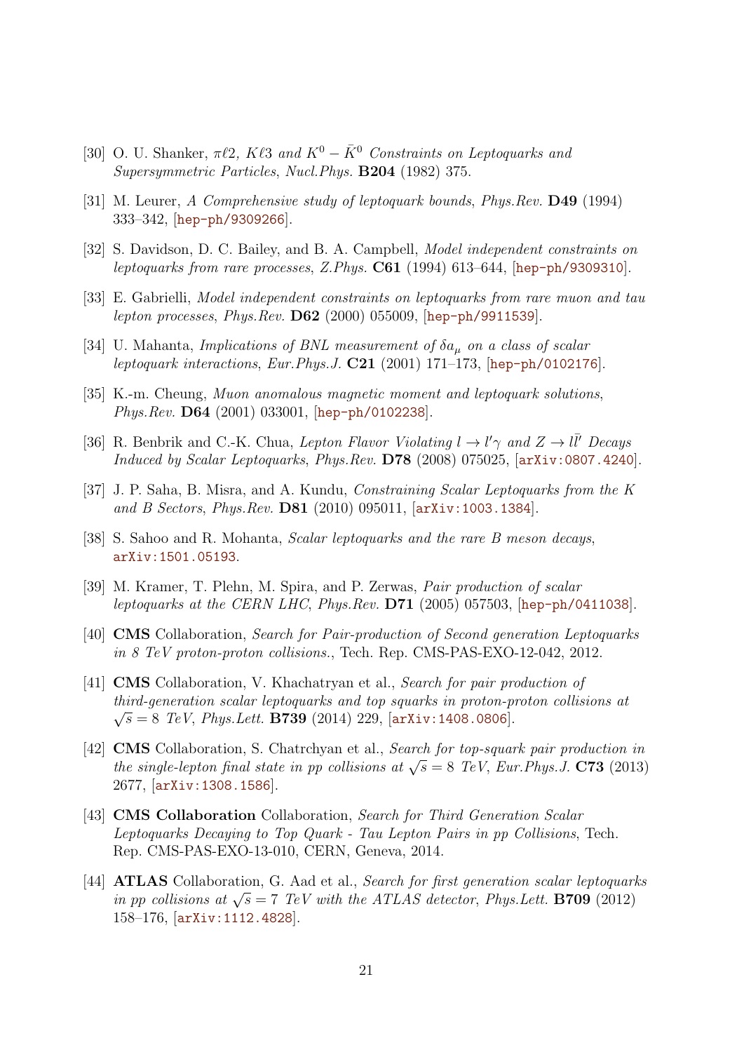[30] O. U. Shanker, *$\pi\ell 2$, $K\ell 3$ and $K^0 - \bar{K}^0$ Constraints on Leptoquarks and Supersymmetric Particles*, *Nucl.Phys.* **B204** (1982) 375.

[31] M. Leurer, *A Comprehensive study of leptoquark bounds*, *Phys.Rev.* **D49** (1994) 333–342, [hep-ph/9309266].

[32] S. Davidson, D. C. Bailey, and B. A. Campbell, *Model independent constraints on leptoquarks from rare processes*, *Z.Phys.* **C61** (1994) 613–644, [hep-ph/9309310].

[33] E. Gabrielli, *Model independent constraints on leptoquarks from rare muon and tau lepton processes*, *Phys.Rev.* **D62** (2000) 055009, [hep-ph/9911539].

[34] U. Mahanta, *Implications of BNL measurement of $\delta a_\mu$ on a class of scalar leptoquark interactions*, *Eur.Phys.J.* **C21** (2001) 171–173, [hep-ph/0102176].

[35] K.-m. Cheung, *Muon anomalous magnetic moment and leptoquark solutions*, *Phys.Rev.* **D64** (2001) 033001, [hep-ph/0102238].

[36] R. Benbrik and C.-K. Chua, *Lepton Flavor Violating $l \to l'\gamma$ and $Z \to l\bar{l}'$ Decays Induced by Scalar Leptoquarks*, *Phys.Rev.* **D78** (2008) 075025, [arXiv:0807.4240].

[37] J. P. Saha, B. Misra, and A. Kundu, *Constraining Scalar Leptoquarks from the K and B Sectors*, *Phys.Rev.* **D81** (2010) 095011, [arXiv:1003.1384].

[38] S. Sahoo and R. Mohanta, *Scalar leptoquarks and the rare B meson decays*, arXiv:1501.05193.

[39] M. Kramer, T. Plehn, M. Spira, and P. Zerwas, *Pair production of scalar leptoquarks at the CERN LHC*, *Phys.Rev.* **D71** (2005) 057503, [hep-ph/0411038].

[40] **CMS** Collaboration, *Search for Pair-production of Second generation Leptoquarks in 8 TeV proton-proton collisions.*, Tech. Rep. CMS-PAS-EXO-12-042, 2012.

[41] **CMS** Collaboration, V. Khachatryan et al., *Search for pair production of third-generation scalar leptoquarks and top squarks in proton-proton collisions at $\sqrt{s} = 8$ TeV*, *Phys.Lett.* **B739** (2014) 229, [arXiv:1408.0806].

[42] **CMS** Collaboration, S. Chatrchyan et al., *Search for top-squark pair production in the single-lepton final state in pp collisions at $\sqrt{s} = 8$ TeV*, *Eur.Phys.J.* **C73** (2013) 2677, [arXiv:1308.1586].

[43] **CMS Collaboration** Collaboration, *Search for Third Generation Scalar Leptoquarks Decaying to Top Quark - Tau Lepton Pairs in pp Collisions*, Tech. Rep. CMS-PAS-EXO-13-010, CERN, Geneva, 2014.

[44] **ATLAS** Collaboration, G. Aad et al., *Search for first generation scalar leptoquarks in pp collisions at $\sqrt{s} = 7$ TeV with the ATLAS detector*, *Phys.Lett.* **B709** (2012) 158–176, [arXiv:1112.4828].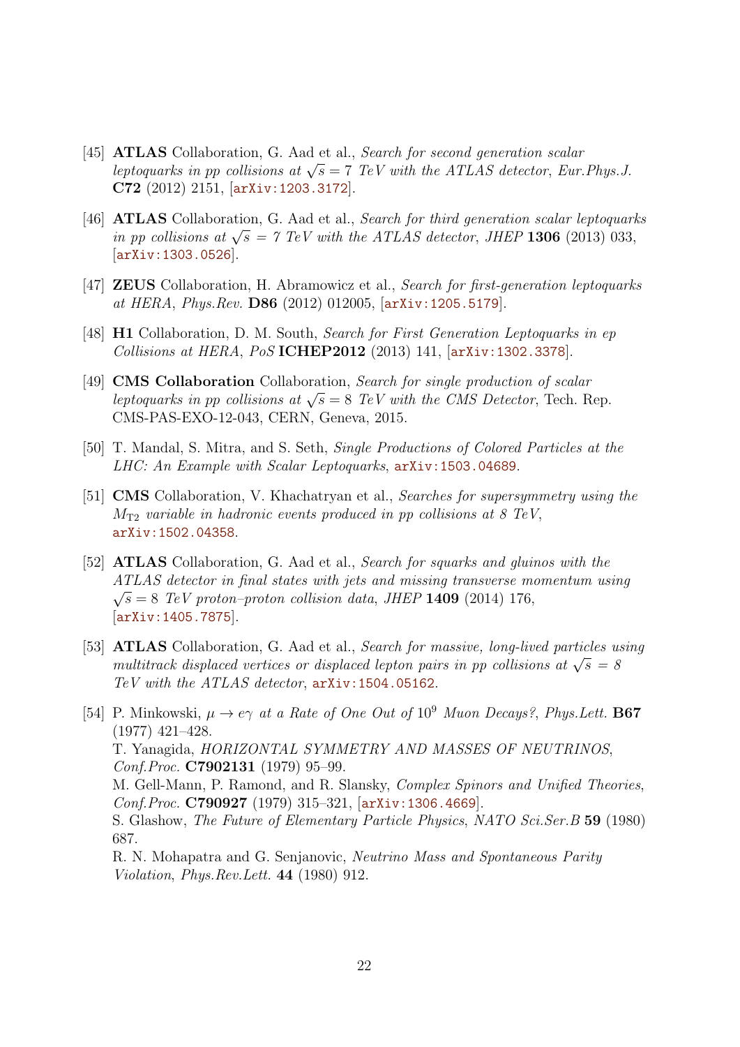[45] **ATLAS** Collaboration, G. Aad et al., *Search for second generation scalar leptoquarks in pp collisions at $\sqrt{s} = 7$ TeV with the ATLAS detector*, *Eur.Phys.J.* **C72** (2012) 2151, [arXiv:1203.3172].

[46] **ATLAS** Collaboration, G. Aad et al., *Search for third generation scalar leptoquarks in pp collisions at $\sqrt{s} = 7$ TeV with the ATLAS detector*, *JHEP* **1306** (2013) 033, [arXiv:1303.0526].

[47] **ZEUS** Collaboration, H. Abramowicz et al., *Search for first-generation leptoquarks at HERA*, *Phys.Rev.* **D86** (2012) 012005, [arXiv:1205.5179].

[48] **H1** Collaboration, D. M. South, *Search for First Generation Leptoquarks in ep Collisions at HERA*, *PoS* **ICHEP2012** (2013) 141, [arXiv:1302.3378].

[49] **CMS Collaboration** Collaboration, *Search for single production of scalar leptoquarks in pp collisions at $\sqrt{s} = 8$ TeV with the CMS Detector*, Tech. Rep. CMS-PAS-EXO-12-043, CERN, Geneva, 2015.

[50] T. Mandal, S. Mitra, and S. Seth, *Single Productions of Colored Particles at the LHC: An Example with Scalar Leptoquarks*, arXiv:1503.04689.

[51] **CMS** Collaboration, V. Khachatryan et al., *Searches for supersymmetry using the $M_{\rm T2}$ variable in hadronic events produced in pp collisions at 8 TeV*, arXiv:1502.04358.

[52] **ATLAS** Collaboration, G. Aad et al., *Search for squarks and gluinos with the ATLAS detector in final states with jets and missing transverse momentum using $\sqrt{s} = 8$ TeV proton–proton collision data*, *JHEP* **1409** (2014) 176, [arXiv:1405.7875].

[53] **ATLAS** Collaboration, G. Aad et al., *Search for massive, long-lived particles using multitrack displaced vertices or displaced lepton pairs in pp collisions at $\sqrt{s} = 8$ TeV with the ATLAS detector*, arXiv:1504.05162.

[54] P. Minkowski, *$\mu \to e\gamma$ at a Rate of One Out of $10^9$ Muon Decays?*, *Phys.Lett.* **B67** (1977) 421–428.
T. Yanagida, *HORIZONTAL SYMMETRY AND MASSES OF NEUTRINOS*, *Conf.Proc.* **C7902131** (1979) 95–99.
M. Gell-Mann, P. Ramond, and R. Slansky, *Complex Spinors and Unified Theories*, *Conf.Proc.* **C790927** (1979) 315–321, [arXiv:1306.4669].
S. Glashow, *The Future of Elementary Particle Physics*, *NATO Sci.Ser.B* **59** (1980) 687.
R. N. Mohapatra and G. Senjanovic, *Neutrino Mass and Spontaneous Parity Violation*, *Phys.Rev.Lett.* **44** (1980) 912.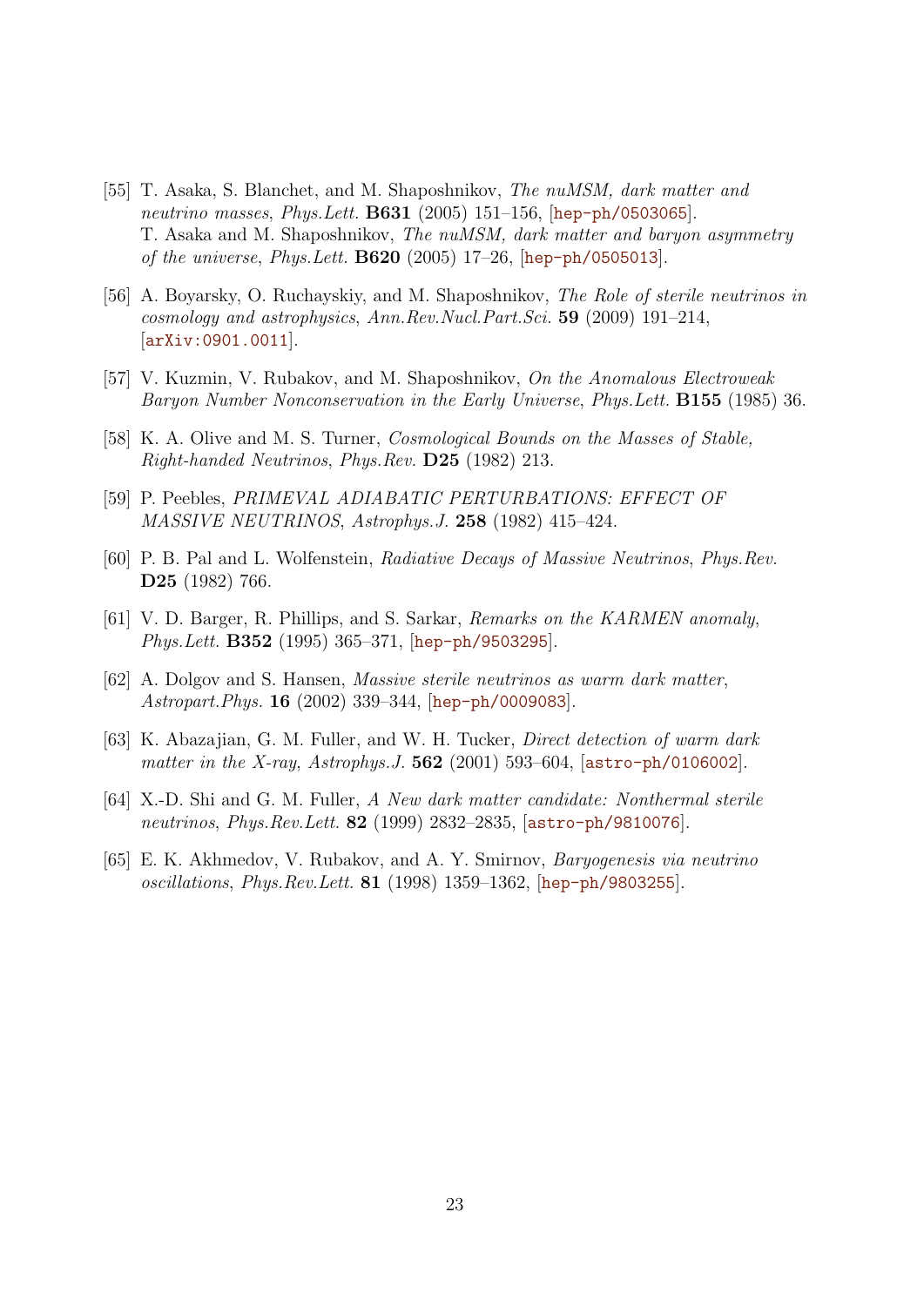[55] T. Asaka, S. Blanchet, and M. Shaposhnikov, *The nuMSM, dark matter and neutrino masses*, *Phys.Lett.* **B631** (2005) 151–156, [hep-ph/0503065].
T. Asaka and M. Shaposhnikov, *The nuMSM, dark matter and baryon asymmetry of the universe*, *Phys.Lett.* **B620** (2005) 17–26, [hep-ph/0505013].

[56] A. Boyarsky, O. Ruchayskiy, and M. Shaposhnikov, *The Role of sterile neutrinos in cosmology and astrophysics*, *Ann.Rev.Nucl.Part.Sci.* **59** (2009) 191–214, [arXiv:0901.0011].

[57] V. Kuzmin, V. Rubakov, and M. Shaposhnikov, *On the Anomalous Electroweak Baryon Number Nonconservation in the Early Universe*, *Phys.Lett.* **B155** (1985) 36.

[58] K. A. Olive and M. S. Turner, *Cosmological Bounds on the Masses of Stable, Right-handed Neutrinos*, *Phys.Rev.* **D25** (1982) 213.

[59] P. Peebles, *PRIMEVAL ADIABATIC PERTURBATIONS: EFFECT OF MASSIVE NEUTRINOS*, *Astrophys.J.* **258** (1982) 415–424.

[60] P. B. Pal and L. Wolfenstein, *Radiative Decays of Massive Neutrinos*, *Phys.Rev.* **D25** (1982) 766.

[61] V. D. Barger, R. Phillips, and S. Sarkar, *Remarks on the KARMEN anomaly*, *Phys.Lett.* **B352** (1995) 365–371, [hep-ph/9503295].

[62] A. Dolgov and S. Hansen, *Massive sterile neutrinos as warm dark matter*, *Astropart.Phys.* **16** (2002) 339–344, [hep-ph/0009083].

[63] K. Abazajian, G. M. Fuller, and W. H. Tucker, *Direct detection of warm dark matter in the X-ray*, *Astrophys.J.* **562** (2001) 593–604, [astro-ph/0106002].

[64] X.-D. Shi and G. M. Fuller, *A New dark matter candidate: Nonthermal sterile neutrinos*, *Phys.Rev.Lett.* **82** (1999) 2832–2835, [astro-ph/9810076].

[65] E. K. Akhmedov, V. Rubakov, and A. Y. Smirnov, *Baryogenesis via neutrino oscillations*, *Phys.Rev.Lett.* **81** (1998) 1359–1362, [hep-ph/9803255].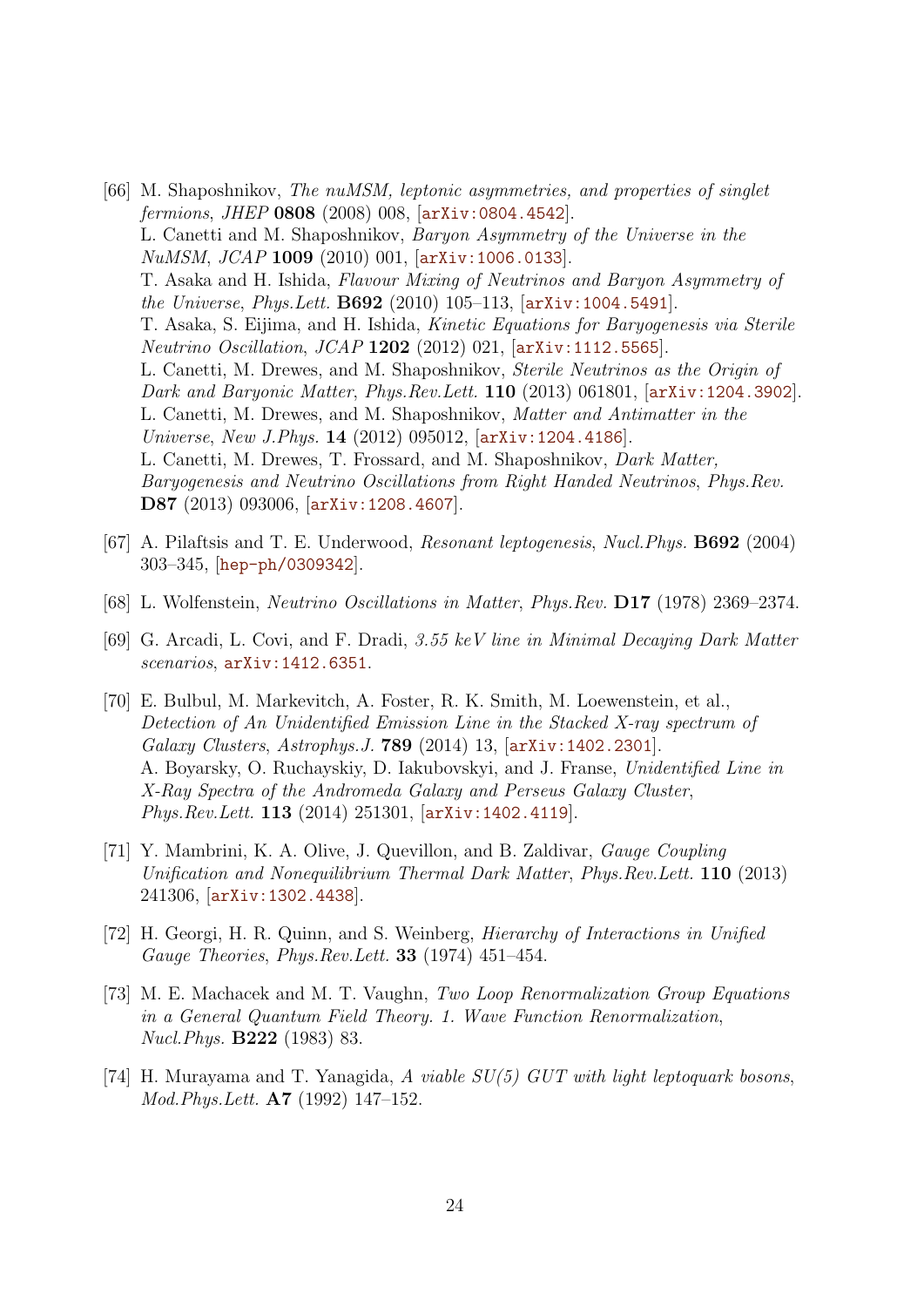[66] M. Shaposhnikov, *The nuMSM, leptonic asymmetries, and properties of singlet fermions*, *JHEP* **0808** (2008) 008, [arXiv:0804.4542].
L. Canetti and M. Shaposhnikov, *Baryon Asymmetry of the Universe in the NuMSM*, *JCAP* **1009** (2010) 001, [arXiv:1006.0133].
T. Asaka and H. Ishida, *Flavour Mixing of Neutrinos and Baryon Asymmetry of the Universe*, *Phys.Lett.* **B692** (2010) 105–113, [arXiv:1004.5491].
T. Asaka, S. Eijima, and H. Ishida, *Kinetic Equations for Baryogenesis via Sterile Neutrino Oscillation*, *JCAP* **1202** (2012) 021, [arXiv:1112.5565].
L. Canetti, M. Drewes, and M. Shaposhnikov, *Sterile Neutrinos as the Origin of Dark and Baryonic Matter*, *Phys.Rev.Lett.* **110** (2013) 061801, [arXiv:1204.3902].
L. Canetti, M. Drewes, and M. Shaposhnikov, *Matter and Antimatter in the Universe*, *New J.Phys.* **14** (2012) 095012, [arXiv:1204.4186].
L. Canetti, M. Drewes, T. Frossard, and M. Shaposhnikov, *Dark Matter, Baryogenesis and Neutrino Oscillations from Right Handed Neutrinos*, *Phys.Rev.* **D87** (2013) 093006, [arXiv:1208.4607].

[67] A. Pilaftsis and T. E. Underwood, *Resonant leptogenesis*, *Nucl.Phys.* **B692** (2004) 303–345, [hep-ph/0309342].

[68] L. Wolfenstein, *Neutrino Oscillations in Matter*, *Phys.Rev.* **D17** (1978) 2369–2374.

[69] G. Arcadi, L. Covi, and F. Dradi, *3.55 keV line in Minimal Decaying Dark Matter scenarios*, arXiv:1412.6351.

[70] E. Bulbul, M. Markevitch, A. Foster, R. K. Smith, M. Loewenstein, et al., *Detection of An Unidentified Emission Line in the Stacked X-ray spectrum of Galaxy Clusters*, *Astrophys.J.* **789** (2014) 13, [arXiv:1402.2301].
A. Boyarsky, O. Ruchayskiy, D. Iakubovskyi, and J. Franse, *Unidentified Line in X-Ray Spectra of the Andromeda Galaxy and Perseus Galaxy Cluster*, *Phys.Rev.Lett.* **113** (2014) 251301, [arXiv:1402.4119].

[71] Y. Mambrini, K. A. Olive, J. Quevillon, and B. Zaldivar, *Gauge Coupling Unification and Nonequilibrium Thermal Dark Matter*, *Phys.Rev.Lett.* **110** (2013) 241306, [arXiv:1302.4438].

[72] H. Georgi, H. R. Quinn, and S. Weinberg, *Hierarchy of Interactions in Unified Gauge Theories*, *Phys.Rev.Lett.* **33** (1974) 451–454.

[73] M. E. Machacek and M. T. Vaughn, *Two Loop Renormalization Group Equations in a General Quantum Field Theory. 1. Wave Function Renormalization*, *Nucl.Phys.* **B222** (1983) 83.

[74] H. Murayama and T. Yanagida, *A viable SU(5) GUT with light leptoquark bosons*, *Mod.Phys.Lett.* **A7** (1992) 147–152.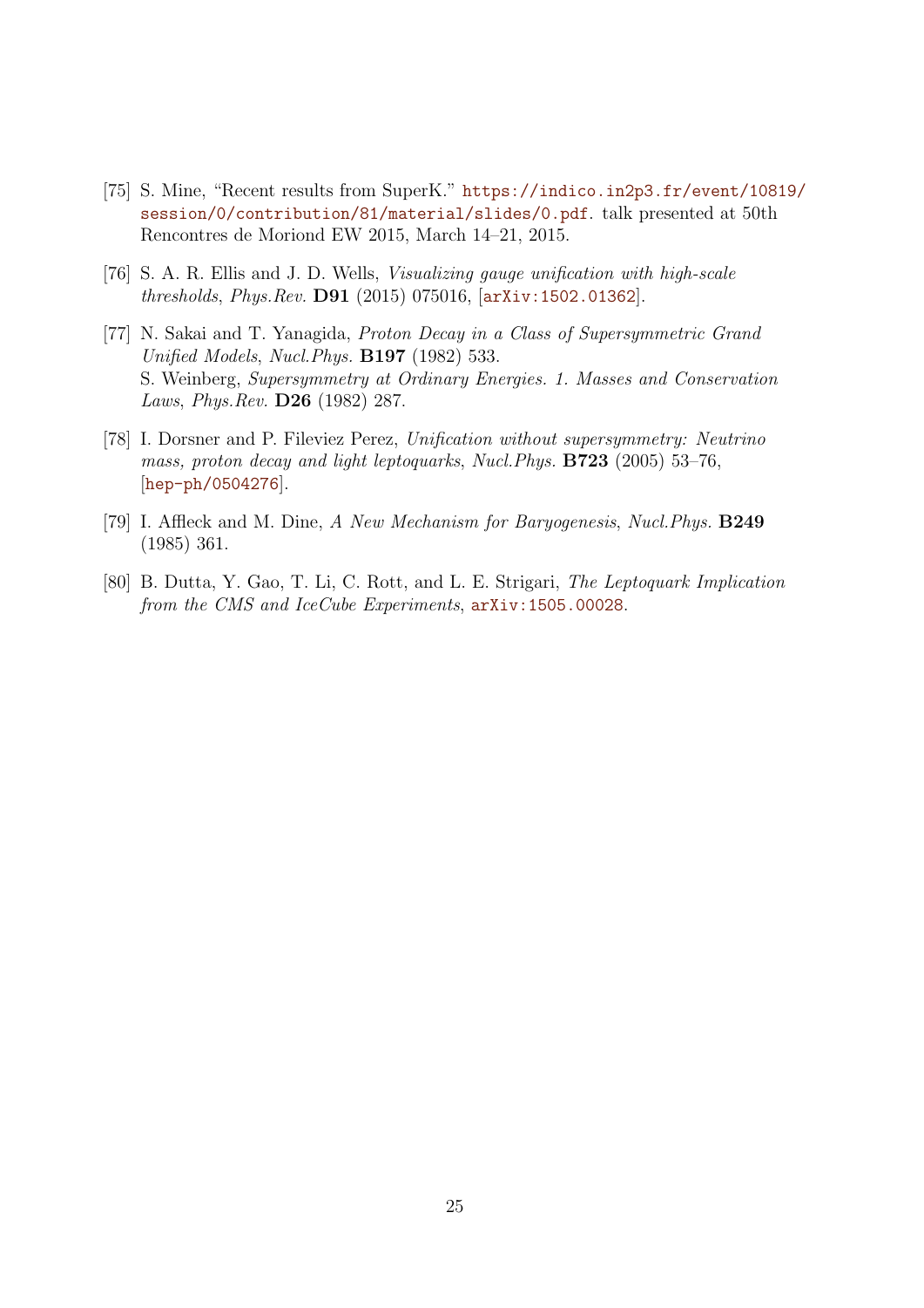[75] S. Mine, "Recent results from SuperK." https://indico.in2p3.fr/event/10819/session/0/contribution/81/material/slides/0.pdf. talk presented at 50th Rencontres de Moriond EW 2015, March 14–21, 2015.

[76] S. A. R. Ellis and J. D. Wells, *Visualizing gauge unification with high-scale thresholds*, *Phys.Rev.* **D91** (2015) 075016, [arXiv:1502.01362].

[77] N. Sakai and T. Yanagida, *Proton Decay in a Class of Supersymmetric Grand Unified Models*, *Nucl.Phys.* **B197** (1982) 533.
S. Weinberg, *Supersymmetry at Ordinary Energies. 1. Masses and Conservation Laws*, *Phys.Rev.* **D26** (1982) 287.

[78] I. Dorsner and P. Fileviez Perez, *Unification without supersymmetry: Neutrino mass, proton decay and light leptoquarks*, *Nucl.Phys.* **B723** (2005) 53–76, [hep-ph/0504276].

[79] I. Affleck and M. Dine, *A New Mechanism for Baryogenesis*, *Nucl.Phys.* **B249** (1985) 361.

[80] B. Dutta, Y. Gao, T. Li, C. Rott, and L. E. Strigari, *The Leptoquark Implication from the CMS and IceCube Experiments*, arXiv:1505.00028.